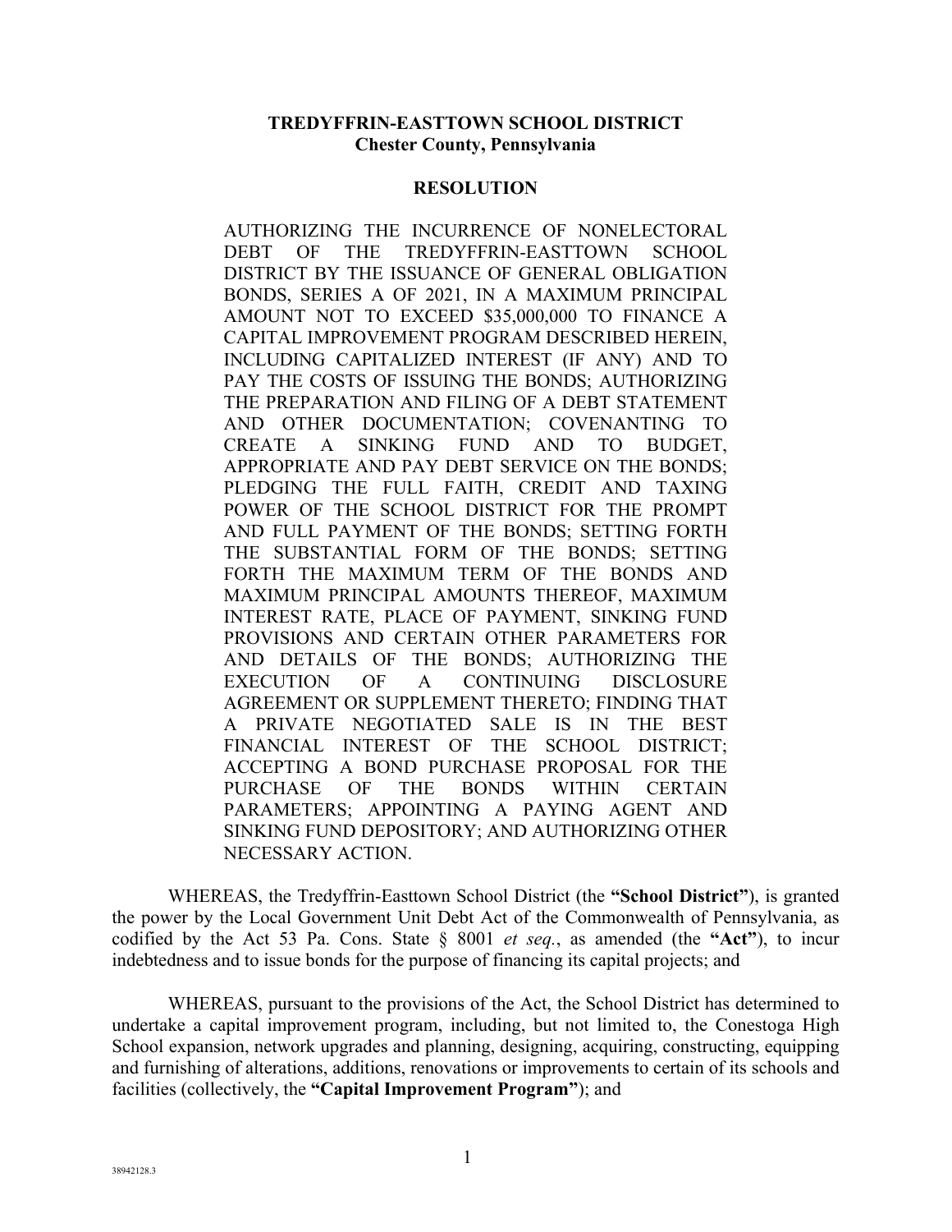**TREDYFFRIN-EASTTOWN SCHOOL DISTRICT**
**Chester County, Pennsylvania**

**RESOLUTION**

AUTHORIZING THE INCURRENCE OF NONELECTORAL DEBT OF THE TREDYFFRIN-EASTTOWN SCHOOL DISTRICT BY THE ISSUANCE OF GENERAL OBLIGATION BONDS, SERIES A OF 2021, IN A MAXIMUM PRINCIPAL AMOUNT NOT TO EXCEED $35,000,000 TO FINANCE A CAPITAL IMPROVEMENT PROGRAM DESCRIBED HEREIN, INCLUDING CAPITALIZED INTEREST (IF ANY) AND TO PAY THE COSTS OF ISSUING THE BONDS; AUTHORIZING THE PREPARATION AND FILING OF A DEBT STATEMENT AND OTHER DOCUMENTATION; COVENANTING TO CREATE A SINKING FUND AND TO BUDGET, APPROPRIATE AND PAY DEBT SERVICE ON THE BONDS; PLEDGING THE FULL FAITH, CREDIT AND TAXING POWER OF THE SCHOOL DISTRICT FOR THE PROMPT AND FULL PAYMENT OF THE BONDS; SETTING FORTH THE SUBSTANTIAL FORM OF THE BONDS; SETTING FORTH THE MAXIMUM TERM OF THE BONDS AND MAXIMUM PRINCIPAL AMOUNTS THEREOF, MAXIMUM INTEREST RATE, PLACE OF PAYMENT, SINKING FUND PROVISIONS AND CERTAIN OTHER PARAMETERS FOR AND DETAILS OF THE BONDS; AUTHORIZING THE EXECUTION OF A CONTINUING DISCLOSURE AGREEMENT OR SUPPLEMENT THERETO; FINDING THAT A PRIVATE NEGOTIATED SALE IS IN THE BEST FINANCIAL INTEREST OF THE SCHOOL DISTRICT; ACCEPTING A BOND PURCHASE PROPOSAL FOR THE PURCHASE OF THE BONDS WITHIN CERTAIN PARAMETERS; APPOINTING A PAYING AGENT AND SINKING FUND DEPOSITORY; AND AUTHORIZING OTHER NECESSARY ACTION.

WHEREAS, the Tredyffrin-Easttown School District (the **"School District"**), is granted the power by the Local Government Unit Debt Act of the Commonwealth of Pennsylvania, as codified by the Act 53 Pa. Cons. State § 8001 *et seq.*, as amended (the **"Act"**), to incur indebtedness and to issue bonds for the purpose of financing its capital projects; and

WHEREAS, pursuant to the provisions of the Act, the School District has determined to undertake a capital improvement program, including, but not limited to, the Conestoga High School expansion, network upgrades and planning, designing, acquiring, constructing, equipping and furnishing of alterations, additions, renovations or improvements to certain of its schools and facilities (collectively, the **"Capital Improvement Program"**); and

38942128.3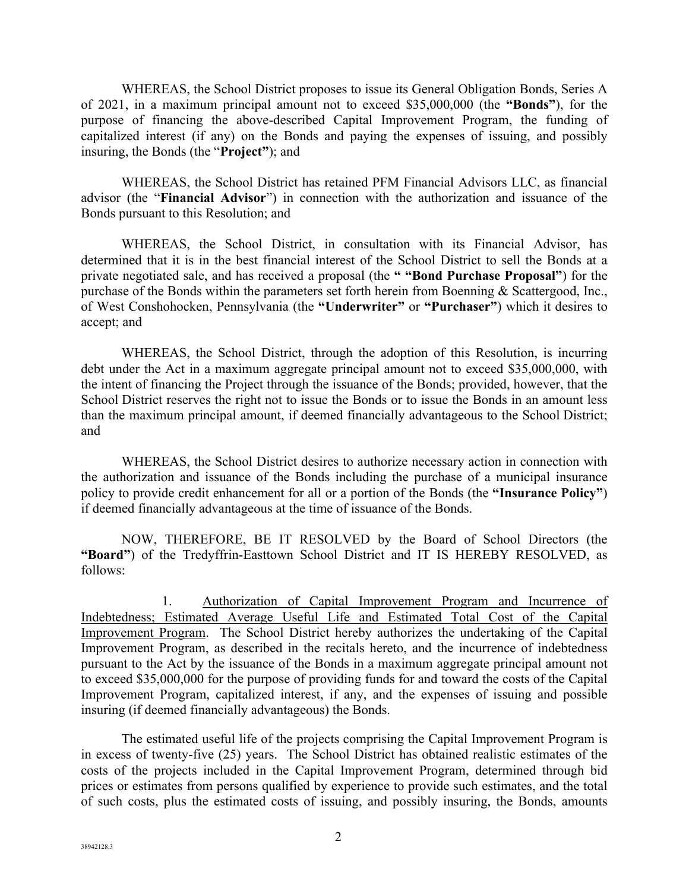WHEREAS, the School District proposes to issue its General Obligation Bonds, Series A of 2021, in a maximum principal amount not to exceed $35,000,000 (the **"Bonds"**), for the purpose of financing the above-described Capital Improvement Program, the funding of capitalized interest (if any) on the Bonds and paying the expenses of issuing, and possibly insuring, the Bonds (the "**Project"**); and

WHEREAS, the School District has retained PFM Financial Advisors LLC, as financial advisor (the "**Financial Advisor**") in connection with the authorization and issuance of the Bonds pursuant to this Resolution; and

WHEREAS, the School District, in consultation with its Financial Advisor, has determined that it is in the best financial interest of the School District to sell the Bonds at a private negotiated sale, and has received a proposal (the **" "Bond Purchase Proposal"**) for the purchase of the Bonds within the parameters set forth herein from Boenning & Scattergood, Inc., of West Conshohocken, Pennsylvania (the **"Underwriter"** or **"Purchaser"**) which it desires to accept; and

WHEREAS, the School District, through the adoption of this Resolution, is incurring debt under the Act in a maximum aggregate principal amount not to exceed $35,000,000, with the intent of financing the Project through the issuance of the Bonds; provided, however, that the School District reserves the right not to issue the Bonds or to issue the Bonds in an amount less than the maximum principal amount, if deemed financially advantageous to the School District; and

WHEREAS, the School District desires to authorize necessary action in connection with the authorization and issuance of the Bonds including the purchase of a municipal insurance policy to provide credit enhancement for all or a portion of the Bonds (the **"Insurance Policy"**) if deemed financially advantageous at the time of issuance of the Bonds.

NOW, THEREFORE, BE IT RESOLVED by the Board of School Directors (the **"Board"**) of the Tredyffrin-Easttown School District and IT IS HEREBY RESOLVED, as follows:

1. Authorization of Capital Improvement Program and Incurrence of Indebtedness; Estimated Average Useful Life and Estimated Total Cost of the Capital Improvement Program. The School District hereby authorizes the undertaking of the Capital Improvement Program, as described in the recitals hereto, and the incurrence of indebtedness pursuant to the Act by the issuance of the Bonds in a maximum aggregate principal amount not to exceed $35,000,000 for the purpose of providing funds for and toward the costs of the Capital Improvement Program, capitalized interest, if any, and the expenses of issuing and possible insuring (if deemed financially advantageous) the Bonds.

The estimated useful life of the projects comprising the Capital Improvement Program is in excess of twenty-five (25) years. The School District has obtained realistic estimates of the costs of the projects included in the Capital Improvement Program, determined through bid prices or estimates from persons qualified by experience to provide such estimates, and the total of such costs, plus the estimated costs of issuing, and possibly insuring, the Bonds, amounts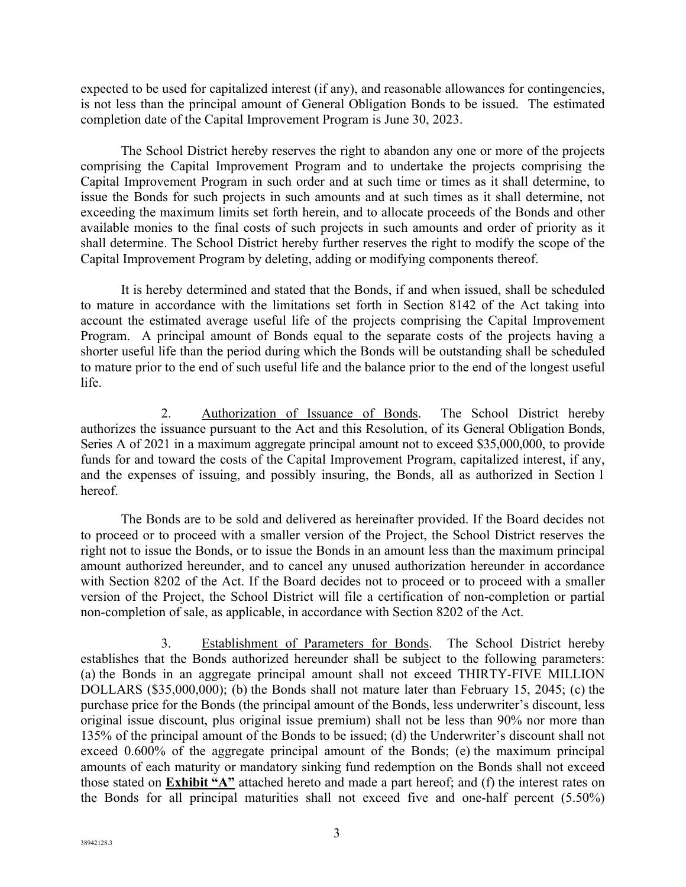expected to be used for capitalized interest (if any), and reasonable allowances for contingencies, is not less than the principal amount of General Obligation Bonds to be issued. The estimated completion date of the Capital Improvement Program is June 30, 2023.

The School District hereby reserves the right to abandon any one or more of the projects comprising the Capital Improvement Program and to undertake the projects comprising the Capital Improvement Program in such order and at such time or times as it shall determine, to issue the Bonds for such projects in such amounts and at such times as it shall determine, not exceeding the maximum limits set forth herein, and to allocate proceeds of the Bonds and other available monies to the final costs of such projects in such amounts and order of priority as it shall determine. The School District hereby further reserves the right to modify the scope of the Capital Improvement Program by deleting, adding or modifying components thereof.

It is hereby determined and stated that the Bonds, if and when issued, shall be scheduled to mature in accordance with the limitations set forth in Section 8142 of the Act taking into account the estimated average useful life of the projects comprising the Capital Improvement Program. A principal amount of Bonds equal to the separate costs of the projects having a shorter useful life than the period during which the Bonds will be outstanding shall be scheduled to mature prior to the end of such useful life and the balance prior to the end of the longest useful life.

2. Authorization of Issuance of Bonds. The School District hereby authorizes the issuance pursuant to the Act and this Resolution, of its General Obligation Bonds, Series A of 2021 in a maximum aggregate principal amount not to exceed $35,000,000, to provide funds for and toward the costs of the Capital Improvement Program, capitalized interest, if any, and the expenses of issuing, and possibly insuring, the Bonds, all as authorized in Section 1 hereof.

The Bonds are to be sold and delivered as hereinafter provided. If the Board decides not to proceed or to proceed with a smaller version of the Project, the School District reserves the right not to issue the Bonds, or to issue the Bonds in an amount less than the maximum principal amount authorized hereunder, and to cancel any unused authorization hereunder in accordance with Section 8202 of the Act. If the Board decides not to proceed or to proceed with a smaller version of the Project, the School District will file a certification of non-completion or partial non-completion of sale, as applicable, in accordance with Section 8202 of the Act.

3. Establishment of Parameters for Bonds. The School District hereby establishes that the Bonds authorized hereunder shall be subject to the following parameters: (a) the Bonds in an aggregate principal amount shall not exceed THIRTY-FIVE MILLION DOLLARS ($35,000,000); (b) the Bonds shall not mature later than February 15, 2045; (c) the purchase price for the Bonds (the principal amount of the Bonds, less underwriter's discount, less original issue discount, plus original issue premium) shall not be less than 90% nor more than 135% of the principal amount of the Bonds to be issued; (d) the Underwriter's discount shall not exceed 0.600% of the aggregate principal amount of the Bonds; (e) the maximum principal amounts of each maturity or mandatory sinking fund redemption on the Bonds shall not exceed those stated on **Exhibit "A"** attached hereto and made a part hereof; and (f) the interest rates on the Bonds for all principal maturities shall not exceed five and one-half percent (5.50%)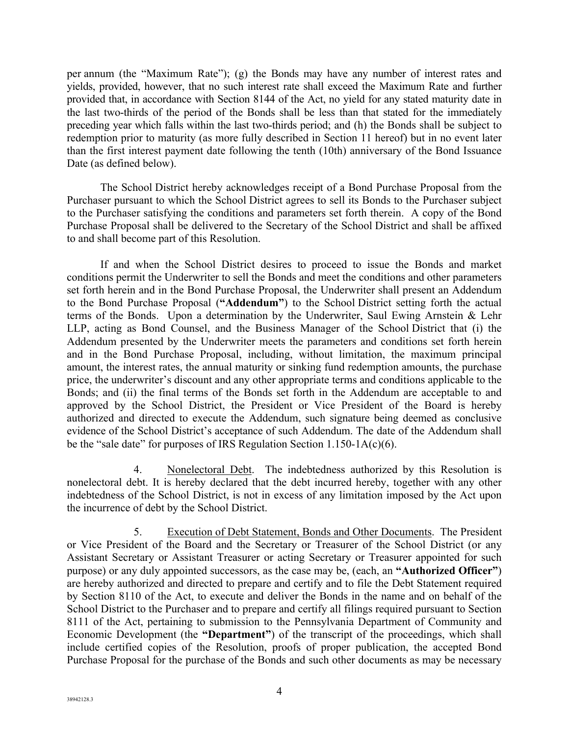per annum (the "Maximum Rate"); (g) the Bonds may have any number of interest rates and yields, provided, however, that no such interest rate shall exceed the Maximum Rate and further provided that, in accordance with Section 8144 of the Act, no yield for any stated maturity date in the last two-thirds of the period of the Bonds shall be less than that stated for the immediately preceding year which falls within the last two-thirds period; and (h) the Bonds shall be subject to redemption prior to maturity (as more fully described in Section 11 hereof) but in no event later than the first interest payment date following the tenth (10th) anniversary of the Bond Issuance Date (as defined below).

The School District hereby acknowledges receipt of a Bond Purchase Proposal from the Purchaser pursuant to which the School District agrees to sell its Bonds to the Purchaser subject to the Purchaser satisfying the conditions and parameters set forth therein. A copy of the Bond Purchase Proposal shall be delivered to the Secretary of the School District and shall be affixed to and shall become part of this Resolution.

If and when the School District desires to proceed to issue the Bonds and market conditions permit the Underwriter to sell the Bonds and meet the conditions and other parameters set forth herein and in the Bond Purchase Proposal, the Underwriter shall present an Addendum to the Bond Purchase Proposal (**"Addendum"**) to the School District setting forth the actual terms of the Bonds. Upon a determination by the Underwriter, Saul Ewing Arnstein & Lehr LLP, acting as Bond Counsel, and the Business Manager of the School District that (i) the Addendum presented by the Underwriter meets the parameters and conditions set forth herein and in the Bond Purchase Proposal, including, without limitation, the maximum principal amount, the interest rates, the annual maturity or sinking fund redemption amounts, the purchase price, the underwriter's discount and any other appropriate terms and conditions applicable to the Bonds; and (ii) the final terms of the Bonds set forth in the Addendum are acceptable to and approved by the School District, the President or Vice President of the Board is hereby authorized and directed to execute the Addendum, such signature being deemed as conclusive evidence of the School District's acceptance of such Addendum. The date of the Addendum shall be the "sale date" for purposes of IRS Regulation Section 1.150-1A(c)(6).

4. Nonelectoral Debt. The indebtedness authorized by this Resolution is nonelectoral debt. It is hereby declared that the debt incurred hereby, together with any other indebtedness of the School District, is not in excess of any limitation imposed by the Act upon the incurrence of debt by the School District.

5. Execution of Debt Statement, Bonds and Other Documents. The President or Vice President of the Board and the Secretary or Treasurer of the School District (or any Assistant Secretary or Assistant Treasurer or acting Secretary or Treasurer appointed for such purpose) or any duly appointed successors, as the case may be, (each, an **"Authorized Officer"**) are hereby authorized and directed to prepare and certify and to file the Debt Statement required by Section 8110 of the Act, to execute and deliver the Bonds in the name and on behalf of the School District to the Purchaser and to prepare and certify all filings required pursuant to Section 8111 of the Act, pertaining to submission to the Pennsylvania Department of Community and Economic Development (the **"Department"**) of the transcript of the proceedings, which shall include certified copies of the Resolution, proofs of proper publication, the accepted Bond Purchase Proposal for the purchase of the Bonds and such other documents as may be necessary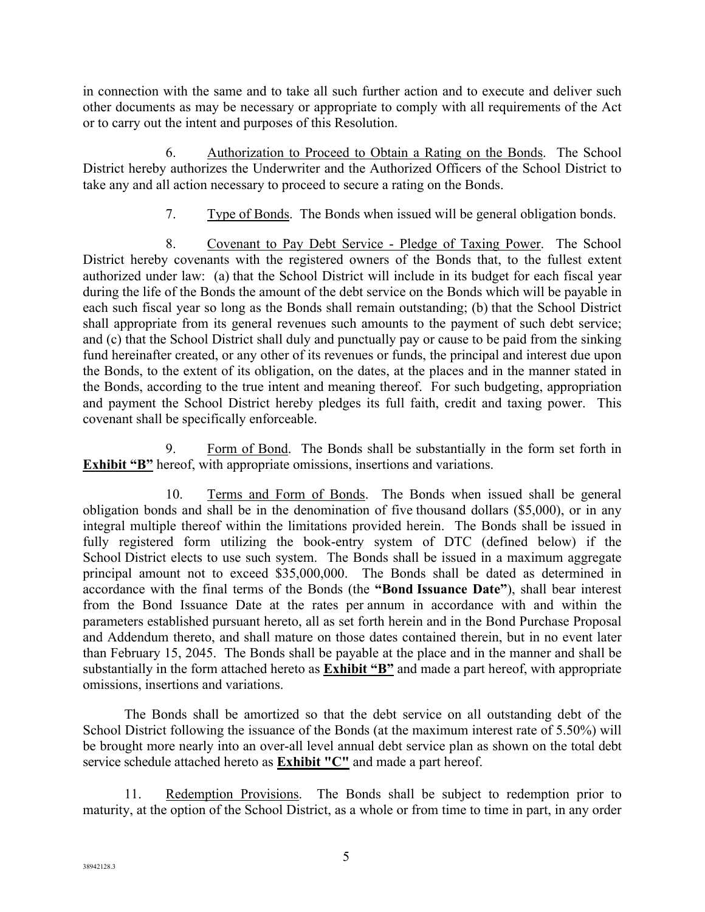in connection with the same and to take all such further action and to execute and deliver such other documents as may be necessary or appropriate to comply with all requirements of the Act or to carry out the intent and purposes of this Resolution.

6. Authorization to Proceed to Obtain a Rating on the Bonds. The School District hereby authorizes the Underwriter and the Authorized Officers of the School District to take any and all action necessary to proceed to secure a rating on the Bonds.

7. Type of Bonds. The Bonds when issued will be general obligation bonds.

8. Covenant to Pay Debt Service - Pledge of Taxing Power. The School District hereby covenants with the registered owners of the Bonds that, to the fullest extent authorized under law: (a) that the School District will include in its budget for each fiscal year during the life of the Bonds the amount of the debt service on the Bonds which will be payable in each such fiscal year so long as the Bonds shall remain outstanding; (b) that the School District shall appropriate from its general revenues such amounts to the payment of such debt service; and (c) that the School District shall duly and punctually pay or cause to be paid from the sinking fund hereinafter created, or any other of its revenues or funds, the principal and interest due upon the Bonds, to the extent of its obligation, on the dates, at the places and in the manner stated in the Bonds, according to the true intent and meaning thereof. For such budgeting, appropriation and payment the School District hereby pledges its full faith, credit and taxing power. This covenant shall be specifically enforceable.

9. Form of Bond. The Bonds shall be substantially in the form set forth in **Exhibit "B"** hereof, with appropriate omissions, insertions and variations.

10. Terms and Form of Bonds. The Bonds when issued shall be general obligation bonds and shall be in the denomination of five thousand dollars ($5,000), or in any integral multiple thereof within the limitations provided herein. The Bonds shall be issued in fully registered form utilizing the book-entry system of DTC (defined below) if the School District elects to use such system. The Bonds shall be issued in a maximum aggregate principal amount not to exceed $35,000,000. The Bonds shall be dated as determined in accordance with the final terms of the Bonds (the **"Bond Issuance Date"**), shall bear interest from the Bond Issuance Date at the rates per annum in accordance with and within the parameters established pursuant hereto, all as set forth herein and in the Bond Purchase Proposal and Addendum thereto, and shall mature on those dates contained therein, but in no event later than February 15, 2045. The Bonds shall be payable at the place and in the manner and shall be substantially in the form attached hereto as **Exhibit "B"** and made a part hereof, with appropriate omissions, insertions and variations.

The Bonds shall be amortized so that the debt service on all outstanding debt of the School District following the issuance of the Bonds (at the maximum interest rate of 5.50%) will be brought more nearly into an over-all level annual debt service plan as shown on the total debt service schedule attached hereto as **Exhibit "C"** and made a part hereof.

11. Redemption Provisions. The Bonds shall be subject to redemption prior to maturity, at the option of the School District, as a whole or from time to time in part, in any order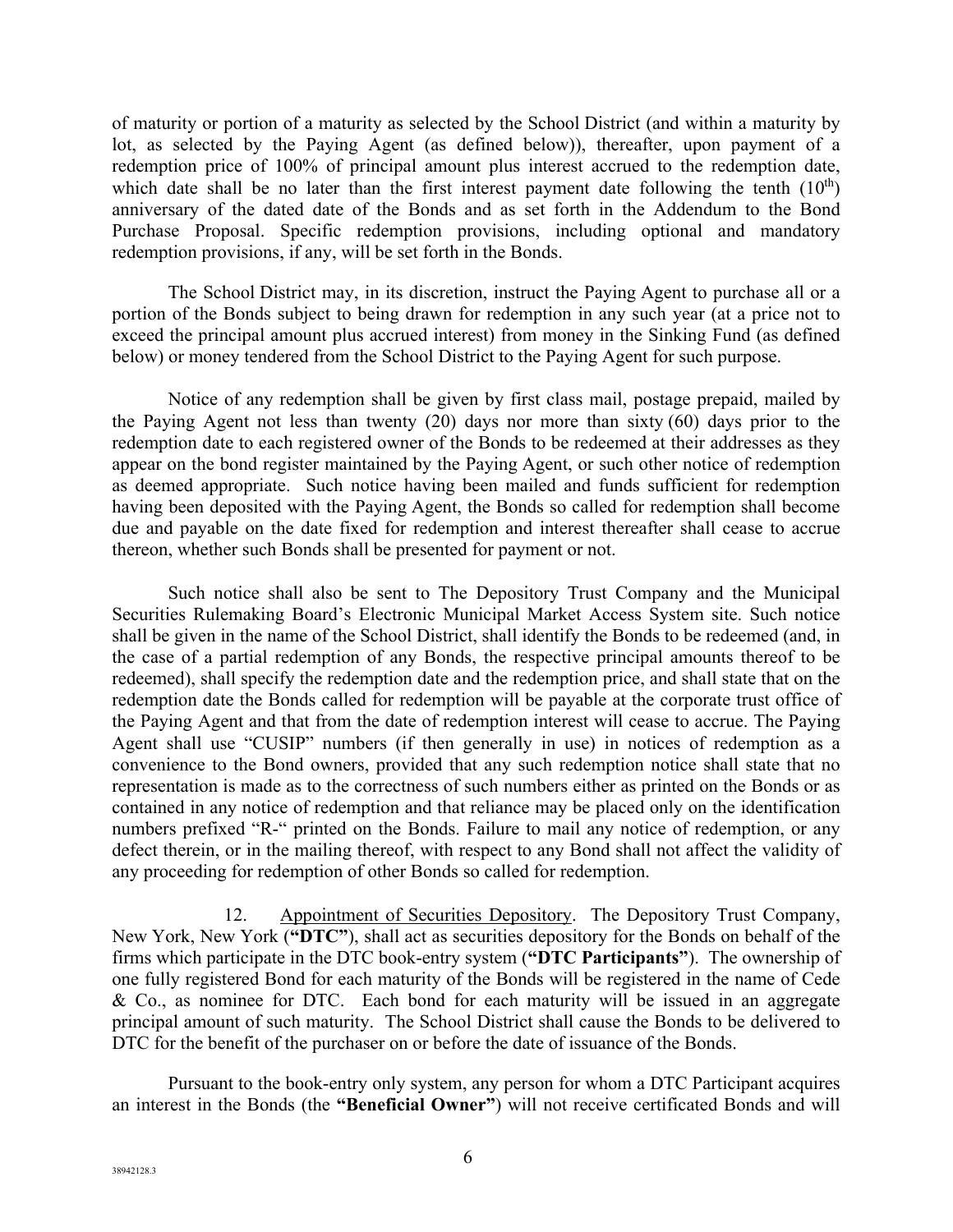of maturity or portion of a maturity as selected by the School District (and within a maturity by lot, as selected by the Paying Agent (as defined below)), thereafter, upon payment of a redemption price of 100% of principal amount plus interest accrued to the redemption date, which date shall be no later than the first interest payment date following the tenth (10th) anniversary of the dated date of the Bonds and as set forth in the Addendum to the Bond Purchase Proposal. Specific redemption provisions, including optional and mandatory redemption provisions, if any, will be set forth in the Bonds.

The School District may, in its discretion, instruct the Paying Agent to purchase all or a portion of the Bonds subject to being drawn for redemption in any such year (at a price not to exceed the principal amount plus accrued interest) from money in the Sinking Fund (as defined below) or money tendered from the School District to the Paying Agent for such purpose.

Notice of any redemption shall be given by first class mail, postage prepaid, mailed by the Paying Agent not less than twenty (20) days nor more than sixty (60) days prior to the redemption date to each registered owner of the Bonds to be redeemed at their addresses as they appear on the bond register maintained by the Paying Agent, or such other notice of redemption as deemed appropriate. Such notice having been mailed and funds sufficient for redemption having been deposited with the Paying Agent, the Bonds so called for redemption shall become due and payable on the date fixed for redemption and interest thereafter shall cease to accrue thereon, whether such Bonds shall be presented for payment or not.

Such notice shall also be sent to The Depository Trust Company and the Municipal Securities Rulemaking Board's Electronic Municipal Market Access System site. Such notice shall be given in the name of the School District, shall identify the Bonds to be redeemed (and, in the case of a partial redemption of any Bonds, the respective principal amounts thereof to be redeemed), shall specify the redemption date and the redemption price, and shall state that on the redemption date the Bonds called for redemption will be payable at the corporate trust office of the Paying Agent and that from the date of redemption interest will cease to accrue. The Paying Agent shall use "CUSIP" numbers (if then generally in use) in notices of redemption as a convenience to the Bond owners, provided that any such redemption notice shall state that no representation is made as to the correctness of such numbers either as printed on the Bonds or as contained in any notice of redemption and that reliance may be placed only on the identification numbers prefixed "R-" printed on the Bonds. Failure to mail any notice of redemption, or any defect therein, or in the mailing thereof, with respect to any Bond shall not affect the validity of any proceeding for redemption of other Bonds so called for redemption.

12. Appointment of Securities Depository. The Depository Trust Company, New York, New York (**"DTC"**), shall act as securities depository for the Bonds on behalf of the firms which participate in the DTC book-entry system (**"DTC Participants"**). The ownership of one fully registered Bond for each maturity of the Bonds will be registered in the name of Cede & Co., as nominee for DTC. Each bond for each maturity will be issued in an aggregate principal amount of such maturity. The School District shall cause the Bonds to be delivered to DTC for the benefit of the purchaser on or before the date of issuance of the Bonds.

Pursuant to the book-entry only system, any person for whom a DTC Participant acquires an interest in the Bonds (the **"Beneficial Owner"**) will not receive certificated Bonds and will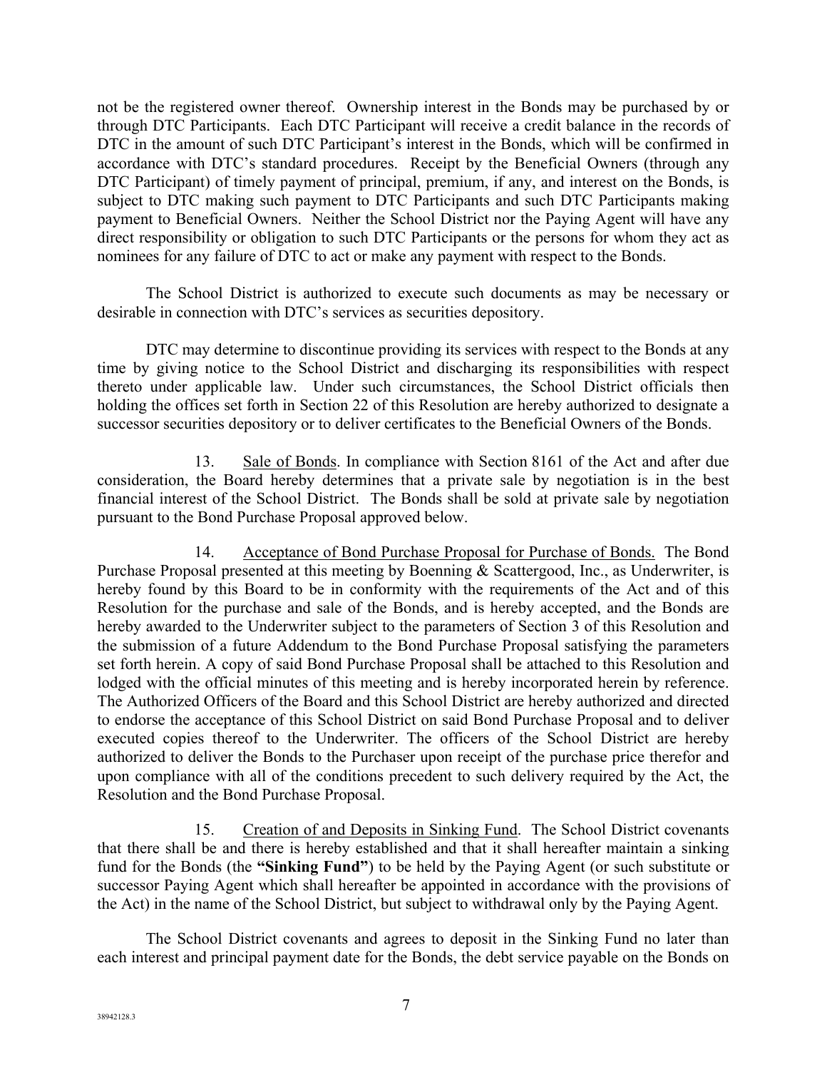not be the registered owner thereof. Ownership interest in the Bonds may be purchased by or through DTC Participants. Each DTC Participant will receive a credit balance in the records of DTC in the amount of such DTC Participant's interest in the Bonds, which will be confirmed in accordance with DTC's standard procedures. Receipt by the Beneficial Owners (through any DTC Participant) of timely payment of principal, premium, if any, and interest on the Bonds, is subject to DTC making such payment to DTC Participants and such DTC Participants making payment to Beneficial Owners. Neither the School District nor the Paying Agent will have any direct responsibility or obligation to such DTC Participants or the persons for whom they act as nominees for any failure of DTC to act or make any payment with respect to the Bonds.

The School District is authorized to execute such documents as may be necessary or desirable in connection with DTC's services as securities depository.

DTC may determine to discontinue providing its services with respect to the Bonds at any time by giving notice to the School District and discharging its responsibilities with respect thereto under applicable law. Under such circumstances, the School District officials then holding the offices set forth in Section 22 of this Resolution are hereby authorized to designate a successor securities depository or to deliver certificates to the Beneficial Owners of the Bonds.

13. Sale of Bonds. In compliance with Section 8161 of the Act and after due consideration, the Board hereby determines that a private sale by negotiation is in the best financial interest of the School District. The Bonds shall be sold at private sale by negotiation pursuant to the Bond Purchase Proposal approved below.

14. Acceptance of Bond Purchase Proposal for Purchase of Bonds. The Bond Purchase Proposal presented at this meeting by Boenning & Scattergood, Inc., as Underwriter, is hereby found by this Board to be in conformity with the requirements of the Act and of this Resolution for the purchase and sale of the Bonds, and is hereby accepted, and the Bonds are hereby awarded to the Underwriter subject to the parameters of Section 3 of this Resolution and the submission of a future Addendum to the Bond Purchase Proposal satisfying the parameters set forth herein. A copy of said Bond Purchase Proposal shall be attached to this Resolution and lodged with the official minutes of this meeting and is hereby incorporated herein by reference. The Authorized Officers of the Board and this School District are hereby authorized and directed to endorse the acceptance of this School District on said Bond Purchase Proposal and to deliver executed copies thereof to the Underwriter. The officers of the School District are hereby authorized to deliver the Bonds to the Purchaser upon receipt of the purchase price therefor and upon compliance with all of the conditions precedent to such delivery required by the Act, the Resolution and the Bond Purchase Proposal.

15. Creation of and Deposits in Sinking Fund. The School District covenants that there shall be and there is hereby established and that it shall hereafter maintain a sinking fund for the Bonds (the **"Sinking Fund"**) to be held by the Paying Agent (or such substitute or successor Paying Agent which shall hereafter be appointed in accordance with the provisions of the Act) in the name of the School District, but subject to withdrawal only by the Paying Agent.

The School District covenants and agrees to deposit in the Sinking Fund no later than each interest and principal payment date for the Bonds, the debt service payable on the Bonds on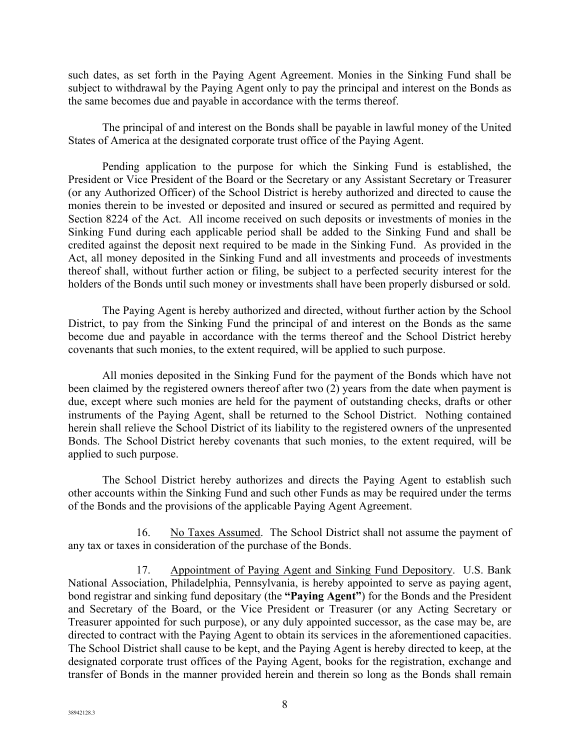such dates, as set forth in the Paying Agent Agreement. Monies in the Sinking Fund shall be subject to withdrawal by the Paying Agent only to pay the principal and interest on the Bonds as the same becomes due and payable in accordance with the terms thereof.

The principal of and interest on the Bonds shall be payable in lawful money of the United States of America at the designated corporate trust office of the Paying Agent.

Pending application to the purpose for which the Sinking Fund is established, the President or Vice President of the Board or the Secretary or any Assistant Secretary or Treasurer (or any Authorized Officer) of the School District is hereby authorized and directed to cause the monies therein to be invested or deposited and insured or secured as permitted and required by Section 8224 of the Act. All income received on such deposits or investments of monies in the Sinking Fund during each applicable period shall be added to the Sinking Fund and shall be credited against the deposit next required to be made in the Sinking Fund. As provided in the Act, all money deposited in the Sinking Fund and all investments and proceeds of investments thereof shall, without further action or filing, be subject to a perfected security interest for the holders of the Bonds until such money or investments shall have been properly disbursed or sold.

The Paying Agent is hereby authorized and directed, without further action by the School District, to pay from the Sinking Fund the principal of and interest on the Bonds as the same become due and payable in accordance with the terms thereof and the School District hereby covenants that such monies, to the extent required, will be applied to such purpose.

All monies deposited in the Sinking Fund for the payment of the Bonds which have not been claimed by the registered owners thereof after two (2) years from the date when payment is due, except where such monies are held for the payment of outstanding checks, drafts or other instruments of the Paying Agent, shall be returned to the School District. Nothing contained herein shall relieve the School District of its liability to the registered owners of the unpresented Bonds. The School District hereby covenants that such monies, to the extent required, will be applied to such purpose.

The School District hereby authorizes and directs the Paying Agent to establish such other accounts within the Sinking Fund and such other Funds as may be required under the terms of the Bonds and the provisions of the applicable Paying Agent Agreement.

16. No Taxes Assumed. The School District shall not assume the payment of any tax or taxes in consideration of the purchase of the Bonds.

17. Appointment of Paying Agent and Sinking Fund Depository. U.S. Bank National Association, Philadelphia, Pennsylvania, is hereby appointed to serve as paying agent, bond registrar and sinking fund depositary (the **"Paying Agent"**) for the Bonds and the President and Secretary of the Board, or the Vice President or Treasurer (or any Acting Secretary or Treasurer appointed for such purpose), or any duly appointed successor, as the case may be, are directed to contract with the Paying Agent to obtain its services in the aforementioned capacities. The School District shall cause to be kept, and the Paying Agent is hereby directed to keep, at the designated corporate trust offices of the Paying Agent, books for the registration, exchange and transfer of Bonds in the manner provided herein and therein so long as the Bonds shall remain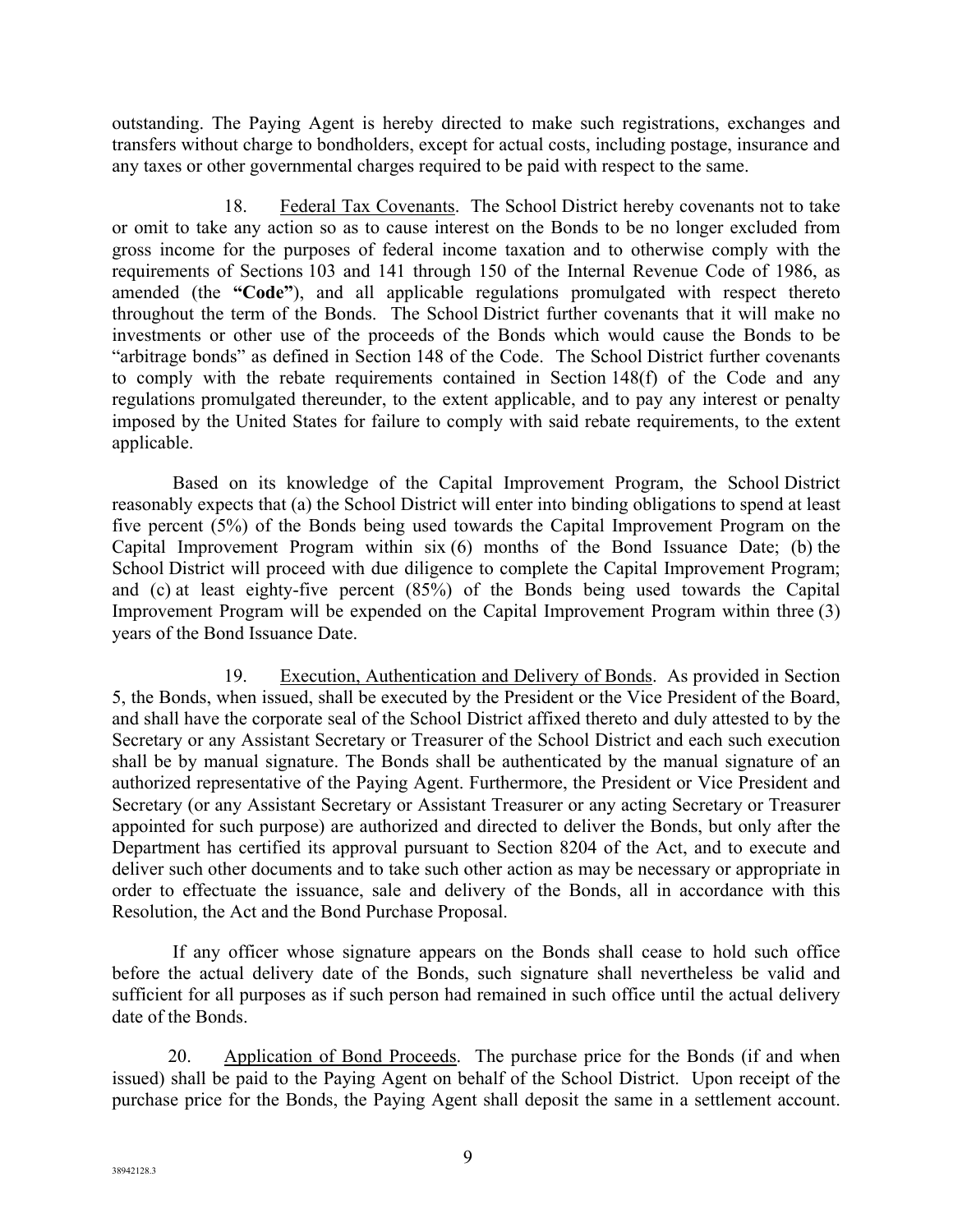outstanding. The Paying Agent is hereby directed to make such registrations, exchanges and transfers without charge to bondholders, except for actual costs, including postage, insurance and any taxes or other governmental charges required to be paid with respect to the same.

18. Federal Tax Covenants. The School District hereby covenants not to take or omit to take any action so as to cause interest on the Bonds to be no longer excluded from gross income for the purposes of federal income taxation and to otherwise comply with the requirements of Sections 103 and 141 through 150 of the Internal Revenue Code of 1986, as amended (the **"Code"**), and all applicable regulations promulgated with respect thereto throughout the term of the Bonds. The School District further covenants that it will make no investments or other use of the proceeds of the Bonds which would cause the Bonds to be "arbitrage bonds" as defined in Section 148 of the Code. The School District further covenants to comply with the rebate requirements contained in Section 148(f) of the Code and any regulations promulgated thereunder, to the extent applicable, and to pay any interest or penalty imposed by the United States for failure to comply with said rebate requirements, to the extent applicable.

Based on its knowledge of the Capital Improvement Program, the School District reasonably expects that (a) the School District will enter into binding obligations to spend at least five percent (5%) of the Bonds being used towards the Capital Improvement Program on the Capital Improvement Program within six (6) months of the Bond Issuance Date; (b) the School District will proceed with due diligence to complete the Capital Improvement Program; and (c) at least eighty-five percent (85%) of the Bonds being used towards the Capital Improvement Program will be expended on the Capital Improvement Program within three (3) years of the Bond Issuance Date.

19. Execution, Authentication and Delivery of Bonds. As provided in Section 5, the Bonds, when issued, shall be executed by the President or the Vice President of the Board, and shall have the corporate seal of the School District affixed thereto and duly attested to by the Secretary or any Assistant Secretary or Treasurer of the School District and each such execution shall be by manual signature. The Bonds shall be authenticated by the manual signature of an authorized representative of the Paying Agent. Furthermore, the President or Vice President and Secretary (or any Assistant Secretary or Assistant Treasurer or any acting Secretary or Treasurer appointed for such purpose) are authorized and directed to deliver the Bonds, but only after the Department has certified its approval pursuant to Section 8204 of the Act, and to execute and deliver such other documents and to take such other action as may be necessary or appropriate in order to effectuate the issuance, sale and delivery of the Bonds, all in accordance with this Resolution, the Act and the Bond Purchase Proposal.

If any officer whose signature appears on the Bonds shall cease to hold such office before the actual delivery date of the Bonds, such signature shall nevertheless be valid and sufficient for all purposes as if such person had remained in such office until the actual delivery date of the Bonds.

20. Application of Bond Proceeds. The purchase price for the Bonds (if and when issued) shall be paid to the Paying Agent on behalf of the School District. Upon receipt of the purchase price for the Bonds, the Paying Agent shall deposit the same in a settlement account.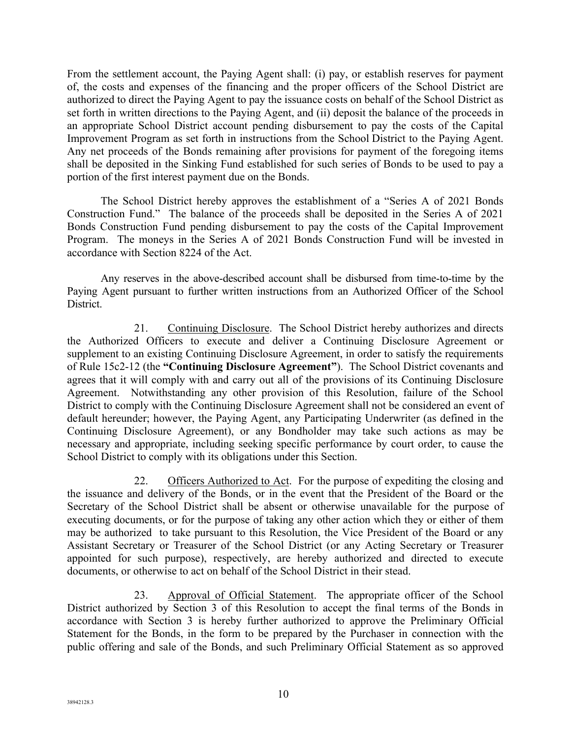From the settlement account, the Paying Agent shall: (i) pay, or establish reserves for payment of, the costs and expenses of the financing and the proper officers of the School District are authorized to direct the Paying Agent to pay the issuance costs on behalf of the School District as set forth in written directions to the Paying Agent, and (ii) deposit the balance of the proceeds in an appropriate School District account pending disbursement to pay the costs of the Capital Improvement Program as set forth in instructions from the School District to the Paying Agent. Any net proceeds of the Bonds remaining after provisions for payment of the foregoing items shall be deposited in the Sinking Fund established for such series of Bonds to be used to pay a portion of the first interest payment due on the Bonds.

The School District hereby approves the establishment of a "Series A of 2021 Bonds Construction Fund." The balance of the proceeds shall be deposited in the Series A of 2021 Bonds Construction Fund pending disbursement to pay the costs of the Capital Improvement Program. The moneys in the Series A of 2021 Bonds Construction Fund will be invested in accordance with Section 8224 of the Act.

Any reserves in the above-described account shall be disbursed from time-to-time by the Paying Agent pursuant to further written instructions from an Authorized Officer of the School District.

21. Continuing Disclosure. The School District hereby authorizes and directs the Authorized Officers to execute and deliver a Continuing Disclosure Agreement or supplement to an existing Continuing Disclosure Agreement, in order to satisfy the requirements of Rule 15c2-12 (the **"Continuing Disclosure Agreement"**). The School District covenants and agrees that it will comply with and carry out all of the provisions of its Continuing Disclosure Agreement. Notwithstanding any other provision of this Resolution, failure of the School District to comply with the Continuing Disclosure Agreement shall not be considered an event of default hereunder; however, the Paying Agent, any Participating Underwriter (as defined in the Continuing Disclosure Agreement), or any Bondholder may take such actions as may be necessary and appropriate, including seeking specific performance by court order, to cause the School District to comply with its obligations under this Section.

22. Officers Authorized to Act. For the purpose of expediting the closing and the issuance and delivery of the Bonds, or in the event that the President of the Board or the Secretary of the School District shall be absent or otherwise unavailable for the purpose of executing documents, or for the purpose of taking any other action which they or either of them may be authorized to take pursuant to this Resolution, the Vice President of the Board or any Assistant Secretary or Treasurer of the School District (or any Acting Secretary or Treasurer appointed for such purpose), respectively, are hereby authorized and directed to execute documents, or otherwise to act on behalf of the School District in their stead.

23. Approval of Official Statement. The appropriate officer of the School District authorized by Section 3 of this Resolution to accept the final terms of the Bonds in accordance with Section 3 is hereby further authorized to approve the Preliminary Official Statement for the Bonds, in the form to be prepared by the Purchaser in connection with the public offering and sale of the Bonds, and such Preliminary Official Statement as so approved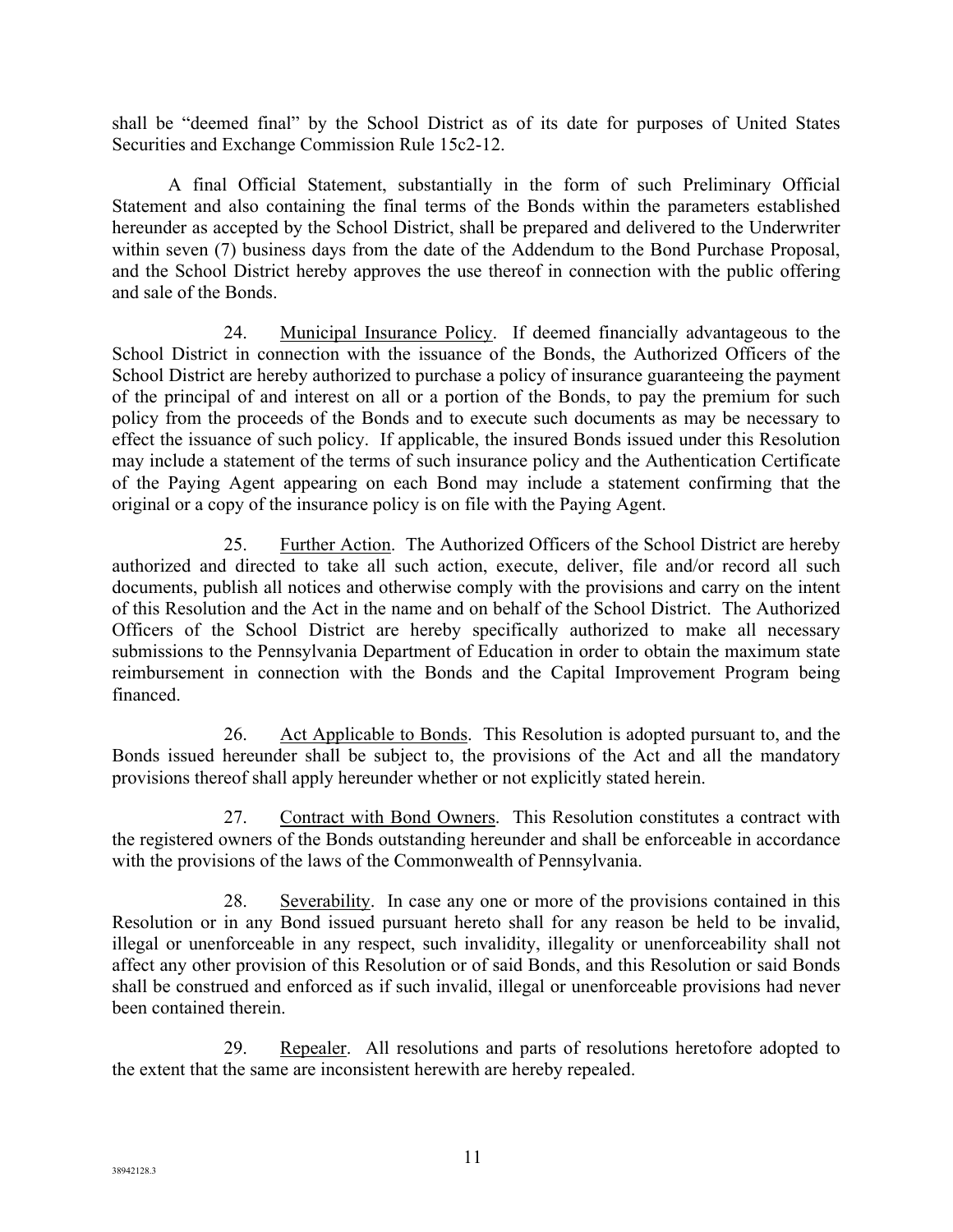shall be "deemed final" by the School District as of its date for purposes of United States Securities and Exchange Commission Rule 15c2-12.

A final Official Statement, substantially in the form of such Preliminary Official Statement and also containing the final terms of the Bonds within the parameters established hereunder as accepted by the School District, shall be prepared and delivered to the Underwriter within seven (7) business days from the date of the Addendum to the Bond Purchase Proposal, and the School District hereby approves the use thereof in connection with the public offering and sale of the Bonds.

24. Municipal Insurance Policy. If deemed financially advantageous to the School District in connection with the issuance of the Bonds, the Authorized Officers of the School District are hereby authorized to purchase a policy of insurance guaranteeing the payment of the principal of and interest on all or a portion of the Bonds, to pay the premium for such policy from the proceeds of the Bonds and to execute such documents as may be necessary to effect the issuance of such policy. If applicable, the insured Bonds issued under this Resolution may include a statement of the terms of such insurance policy and the Authentication Certificate of the Paying Agent appearing on each Bond may include a statement confirming that the original or a copy of the insurance policy is on file with the Paying Agent.

25. Further Action. The Authorized Officers of the School District are hereby authorized and directed to take all such action, execute, deliver, file and/or record all such documents, publish all notices and otherwise comply with the provisions and carry on the intent of this Resolution and the Act in the name and on behalf of the School District. The Authorized Officers of the School District are hereby specifically authorized to make all necessary submissions to the Pennsylvania Department of Education in order to obtain the maximum state reimbursement in connection with the Bonds and the Capital Improvement Program being financed.

26. Act Applicable to Bonds. This Resolution is adopted pursuant to, and the Bonds issued hereunder shall be subject to, the provisions of the Act and all the mandatory provisions thereof shall apply hereunder whether or not explicitly stated herein.

27. Contract with Bond Owners. This Resolution constitutes a contract with the registered owners of the Bonds outstanding hereunder and shall be enforceable in accordance with the provisions of the laws of the Commonwealth of Pennsylvania.

28. Severability. In case any one or more of the provisions contained in this Resolution or in any Bond issued pursuant hereto shall for any reason be held to be invalid, illegal or unenforceable in any respect, such invalidity, illegality or unenforceability shall not affect any other provision of this Resolution or of said Bonds, and this Resolution or said Bonds shall be construed and enforced as if such invalid, illegal or unenforceable provisions had never been contained therein.

29. Repealer. All resolutions and parts of resolutions heretofore adopted to the extent that the same are inconsistent herewith are hereby repealed.

38942128.3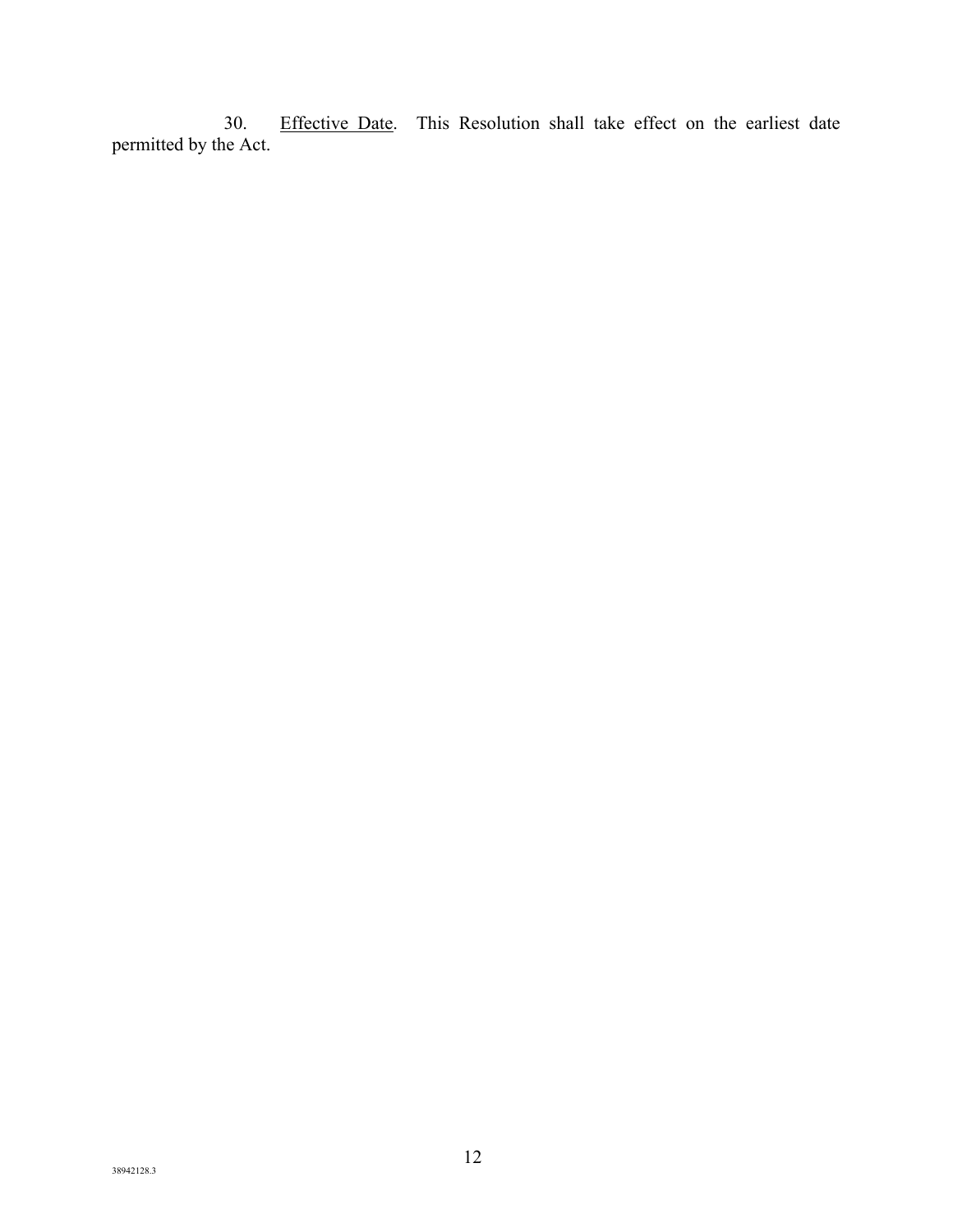30. Effective Date. This Resolution shall take effect on the earliest date permitted by the Act.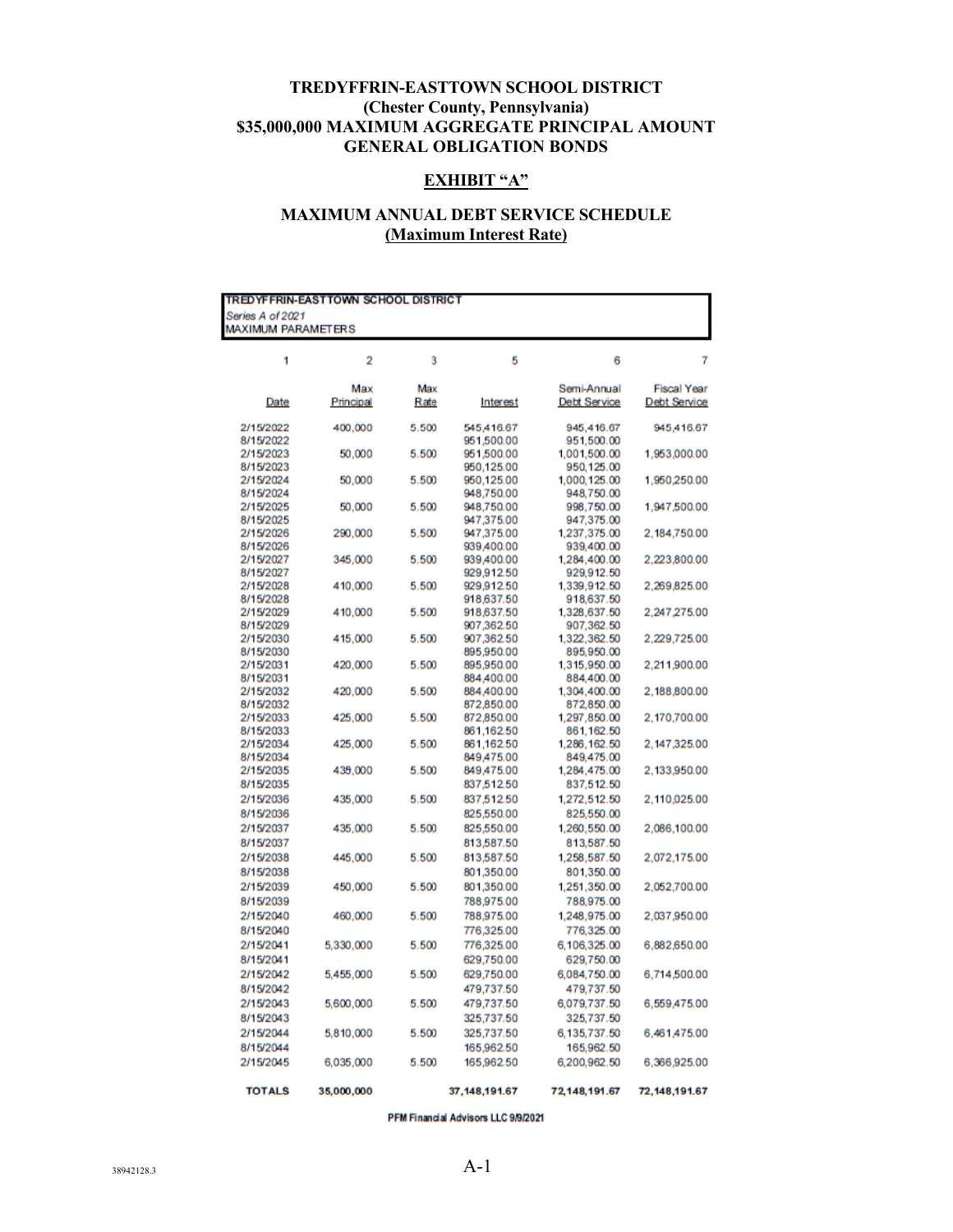**TREDYFFRIN-EASTTOWN SCHOOL DISTRICT**
**(Chester County, Pennsylvania)**
**$35,000,000 MAXIMUM AGGREGATE PRINCIPAL AMOUNT**
**GENERAL OBLIGATION BONDS**

**EXHIBIT "A"**

**MAXIMUM ANNUAL DEBT SERVICE SCHEDULE**
**(Maximum Interest Rate)**

**TREDYFFRIN-EASTTOWN SCHOOL DISTRICT**
*Series A of 2021*
MAXIMUM PARAMETERS

| 1 | 2 | 3 | 5 | 6 | 7 |
|---|---|---|---|---|---|
| Date | Max Principal | Max Rate | Interest | Semi-Annual Debt Service | Fiscal Year Debt Service |
| 2/15/2022 | 400,000 | 5.500 | 545,416.67 | 945,416.67 | 945,416.67 |
| 8/15/2022 | | | 951,500.00 | 951,500.00 | |
| 2/15/2023 | 50,000 | 5.500 | 951,500.00 | 1,001,500.00 | 1,953,000.00 |
| 8/15/2023 | | | 950,125.00 | 950,125.00 | |
| 2/15/2024 | 50,000 | 5.500 | 950,125.00 | 1,000,125.00 | 1,950,250.00 |
| 8/15/2024 | | | 948,750.00 | 948,750.00 | |
| 2/15/2025 | 50,000 | 5.500 | 948,750.00 | 998,750.00 | 1,947,500.00 |
| 8/15/2025 | | | 947,375.00 | 947,375.00 | |
| 2/15/2026 | 290,000 | 5.500 | 947,375.00 | 1,237,375.00 | 2,184,750.00 |
| 8/15/2026 | | | 939,400.00 | 939,400.00 | |
| 2/15/2027 | 345,000 | 5.500 | 939,400.00 | 1,284,400.00 | 2,223,800.00 |
| 8/15/2027 | | | 929,912.50 | 929,912.50 | |
| 2/15/2028 | 410,000 | 5.500 | 929,912.50 | 1,339,912.50 | 2,269,825.00 |
| 8/15/2028 | | | 918,637.50 | 918,637.50 | |
| 2/15/2029 | 410,000 | 5.500 | 918,637.50 | 1,328,637.50 | 2,247,275.00 |
| 8/15/2029 | | | 907,362.50 | 907,362.50 | |
| 2/15/2030 | 415,000 | 5.500 | 907,362.50 | 1,322,362.50 | 2,229,725.00 |
| 8/15/2030 | | | 895,950.00 | 895,950.00 | |
| 2/15/2031 | 420,000 | 5.500 | 895,950.00 | 1,315,950.00 | 2,211,900.00 |
| 8/15/2031 | | | 884,400.00 | 884,400.00 | |
| 2/15/2032 | 420,000 | 5.500 | 884,400.00 | 1,304,400.00 | 2,188,800.00 |
| 8/15/2032 | | | 872,850.00 | 872,850.00 | |
| 2/15/2033 | 425,000 | 5.500 | 872,850.00 | 1,297,850.00 | 2,170,700.00 |
| 8/15/2033 | | | 861,162.50 | 861,162.50 | |
| 2/15/2034 | 425,000 | 5.500 | 861,162.50 | 1,286,162.50 | 2,147,325.00 |
| 8/15/2034 | | | 849,475.00 | 849,475.00 | |
| 2/15/2035 | 435,000 | 5.500 | 849,475.00 | 1,284,475.00 | 2,133,950.00 |
| 8/15/2035 | | | 837,512.50 | 837,512.50 | |
| 2/15/2036 | 435,000 | 5.500 | 837,512.50 | 1,272,512.50 | 2,110,025.00 |
| 8/15/2036 | | | 825,550.00 | 825,550.00 | |
| 2/15/2037 | 435,000 | 5.500 | 825,550.00 | 1,260,550.00 | 2,086,100.00 |
| 8/15/2037 | | | 813,587.50 | 813,587.50 | |
| 2/15/2038 | 445,000 | 5.500 | 813,587.50 | 1,258,587.50 | 2,072,175.00 |
| 8/15/2038 | | | 801,350.00 | 801,350.00 | |
| 2/15/2039 | 450,000 | 5.500 | 801,350.00 | 1,251,350.00 | 2,052,700.00 |
| 8/15/2039 | | | 788,975.00 | 788,975.00 | |
| 2/15/2040 | 460,000 | 5.500 | 788,975.00 | 1,248,975.00 | 2,037,950.00 |
| 8/15/2040 | | | 776,325.00 | 776,325.00 | |
| 2/15/2041 | 5,330,000 | 5.500 | 776,325.00 | 6,106,325.00 | 6,882,650.00 |
| 8/15/2041 | | | 629,750.00 | 629,750.00 | |
| 2/15/2042 | 5,455,000 | 5.500 | 629,750.00 | 6,084,750.00 | 6,714,500.00 |
| 8/15/2042 | | | 479,737.50 | 479,737.50 | |
| 2/15/2043 | 5,600,000 | 5.500 | 479,737.50 | 6,079,737.50 | 6,559,475.00 |
| 8/15/2043 | | | 325,737.50 | 325,737.50 | |
| 2/15/2044 | 5,810,000 | 5.500 | 325,737.50 | 6,135,737.50 | 6,461,475.00 |
| 8/15/2044 | | | 165,962.50 | 165,962.50 | |
| 2/15/2045 | 6,035,000 | 5.500 | 165,962.50 | 6,200,962.50 | 6,366,925.00 |
| **TOTALS** | **35,000,000** | | **37,148,191.67** | **72,148,191.67** | **72,148,191.67** |

PFM Financial Advisors LLC 9/9/2021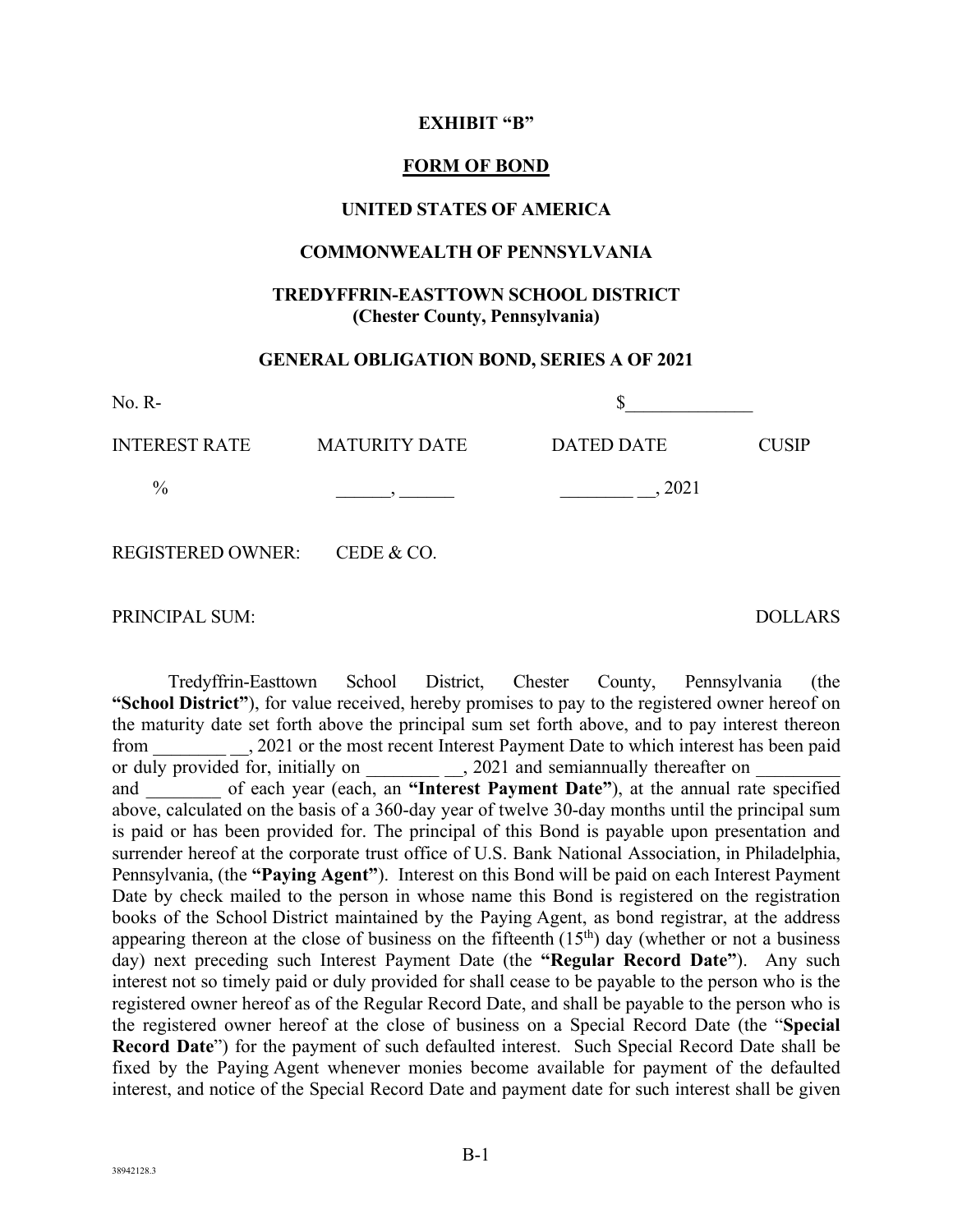**EXHIBIT "B"**

**FORM OF BOND**

**UNITED STATES OF AMERICA**

**COMMONWEALTH OF PENNSYLVANIA**

**TREDYFFRIN-EASTTOWN SCHOOL DISTRICT**
**(Chester County, Pennsylvania)**

**GENERAL OBLIGATION BOND, SERIES A OF 2021**

No. R- $_____________

| INTEREST RATE | MATURITY DATE | DATED DATE | CUSIP |
|---|---|---|---|
| % | ______, ______ | ________ __, 2021 | |

REGISTERED OWNER: CEDE & CO.

PRINCIPAL SUM: DOLLARS

Tredyffrin-Easttown School District, Chester County, Pennsylvania (the **"School District"**), for value received, hereby promises to pay to the registered owner hereof on the maturity date set forth above the principal sum set forth above, and to pay interest thereon from ________ __, 2021 or the most recent Interest Payment Date to which interest has been paid or duly provided for, initially on ________ __, 2021 and semiannually thereafter on _________ and ________ of each year (each, an **"Interest Payment Date"**), at the annual rate specified above, calculated on the basis of a 360-day year of twelve 30-day months until the principal sum is paid or has been provided for. The principal of this Bond is payable upon presentation and surrender hereof at the corporate trust office of U.S. Bank National Association, in Philadelphia, Pennsylvania, (the **"Paying Agent"**). Interest on this Bond will be paid on each Interest Payment Date by check mailed to the person in whose name this Bond is registered on the registration books of the School District maintained by the Paying Agent, as bond registrar, at the address appearing thereon at the close of business on the fifteenth (15th) day (whether or not a business day) next preceding such Interest Payment Date (the **"Regular Record Date"**). Any such interest not so timely paid or duly provided for shall cease to be payable to the person who is the registered owner hereof as of the Regular Record Date, and shall be payable to the person who is the registered owner hereof at the close of business on a Special Record Date (the "**Special Record Date**") for the payment of such defaulted interest. Such Special Record Date shall be fixed by the Paying Agent whenever monies become available for payment of the defaulted interest, and notice of the Special Record Date and payment date for such interest shall be given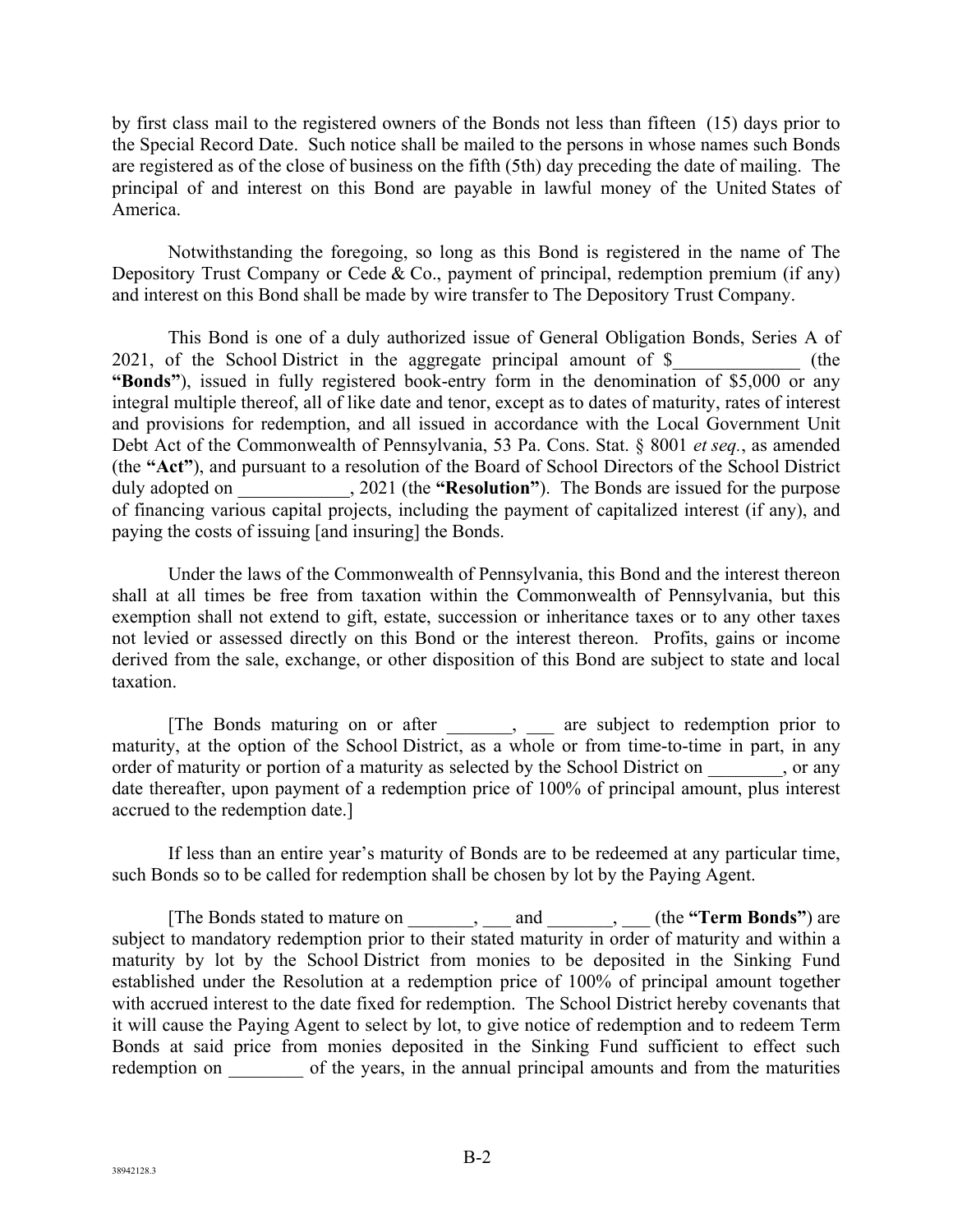by first class mail to the registered owners of the Bonds not less than fifteen (15) days prior to the Special Record Date. Such notice shall be mailed to the persons in whose names such Bonds are registered as of the close of business on the fifth (5th) day preceding the date of mailing. The principal of and interest on this Bond are payable in lawful money of the United States of America.

Notwithstanding the foregoing, so long as this Bond is registered in the name of The Depository Trust Company or Cede & Co., payment of principal, redemption premium (if any) and interest on this Bond shall be made by wire transfer to The Depository Trust Company.

This Bond is one of a duly authorized issue of General Obligation Bonds, Series A of 2021, of the School District in the aggregate principal amount of $______________ (the **"Bonds"**), issued in fully registered book-entry form in the denomination of $5,000 or any integral multiple thereof, all of like date and tenor, except as to dates of maturity, rates of interest and provisions for redemption, and all issued in accordance with the Local Government Unit Debt Act of the Commonwealth of Pennsylvania, 53 Pa. Cons. Stat. § 8001 *et seq.*, as amended (the **"Act"**), and pursuant to a resolution of the Board of School Directors of the School District duly adopted on ____________, 2021 (the **"Resolution"**). The Bonds are issued for the purpose of financing various capital projects, including the payment of capitalized interest (if any), and paying the costs of issuing [and insuring] the Bonds.

Under the laws of the Commonwealth of Pennsylvania, this Bond and the interest thereon shall at all times be free from taxation within the Commonwealth of Pennsylvania, but this exemption shall not extend to gift, estate, succession or inheritance taxes or to any other taxes not levied or assessed directly on this Bond or the interest thereon. Profits, gains or income derived from the sale, exchange, or other disposition of this Bond are subject to state and local taxation.

[The Bonds maturing on or after _______, ___ are subject to redemption prior to maturity, at the option of the School District, as a whole or from time-to-time in part, in any order of maturity or portion of a maturity as selected by the School District on ________, or any date thereafter, upon payment of a redemption price of 100% of principal amount, plus interest accrued to the redemption date.]

If less than an entire year's maturity of Bonds are to be redeemed at any particular time, such Bonds so to be called for redemption shall be chosen by lot by the Paying Agent.

[The Bonds stated to mature on _______, ___ and _______, ___ (the **"Term Bonds"**) are subject to mandatory redemption prior to their stated maturity in order of maturity and within a maturity by lot by the School District from monies to be deposited in the Sinking Fund established under the Resolution at a redemption price of 100% of principal amount together with accrued interest to the date fixed for redemption. The School District hereby covenants that it will cause the Paying Agent to select by lot, to give notice of redemption and to redeem Term Bonds at said price from monies deposited in the Sinking Fund sufficient to effect such redemption on ________ of the years, in the annual principal amounts and from the maturities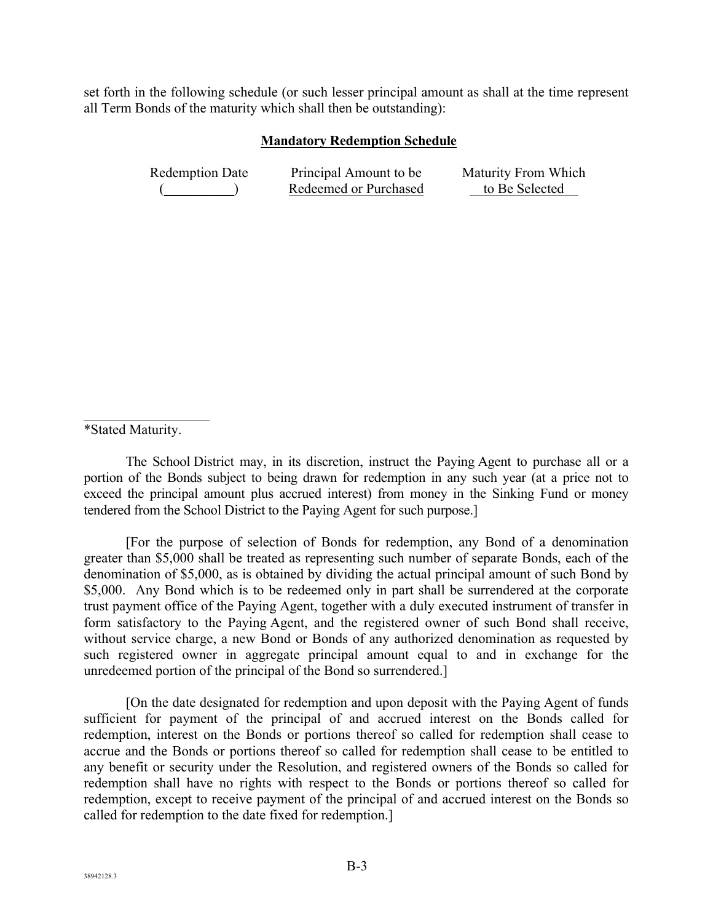set forth in the following schedule (or such lesser principal amount as shall at the time represent all Term Bonds of the maturity which shall then be outstanding):

**Mandatory Redemption Schedule**

| Redemption Date (\_\_\_\_\_\_\_\_\_\_) | Principal Amount to be Redeemed or Purchased | Maturity From Which to Be Selected |
|---|---|---|

*Stated Maturity.

The School District may, in its discretion, instruct the Paying Agent to purchase all or a portion of the Bonds subject to being drawn for redemption in any such year (at a price not to exceed the principal amount plus accrued interest) from money in the Sinking Fund or money tendered from the School District to the Paying Agent for such purpose.]

[For the purpose of selection of Bonds for redemption, any Bond of a denomination greater than $5,000 shall be treated as representing such number of separate Bonds, each of the denomination of $5,000, as is obtained by dividing the actual principal amount of such Bond by $5,000. Any Bond which is to be redeemed only in part shall be surrendered at the corporate trust payment office of the Paying Agent, together with a duly executed instrument of transfer in form satisfactory to the Paying Agent, and the registered owner of such Bond shall receive, without service charge, a new Bond or Bonds of any authorized denomination as requested by such registered owner in aggregate principal amount equal to and in exchange for the unredeemed portion of the principal of the Bond so surrendered.]

[On the date designated for redemption and upon deposit with the Paying Agent of funds sufficient for payment of the principal of and accrued interest on the Bonds called for redemption, interest on the Bonds or portions thereof so called for redemption shall cease to accrue and the Bonds or portions thereof so called for redemption shall cease to be entitled to any benefit or security under the Resolution, and registered owners of the Bonds so called for redemption shall have no rights with respect to the Bonds or portions thereof so called for redemption, except to receive payment of the principal of and accrued interest on the Bonds so called for redemption to the date fixed for redemption.]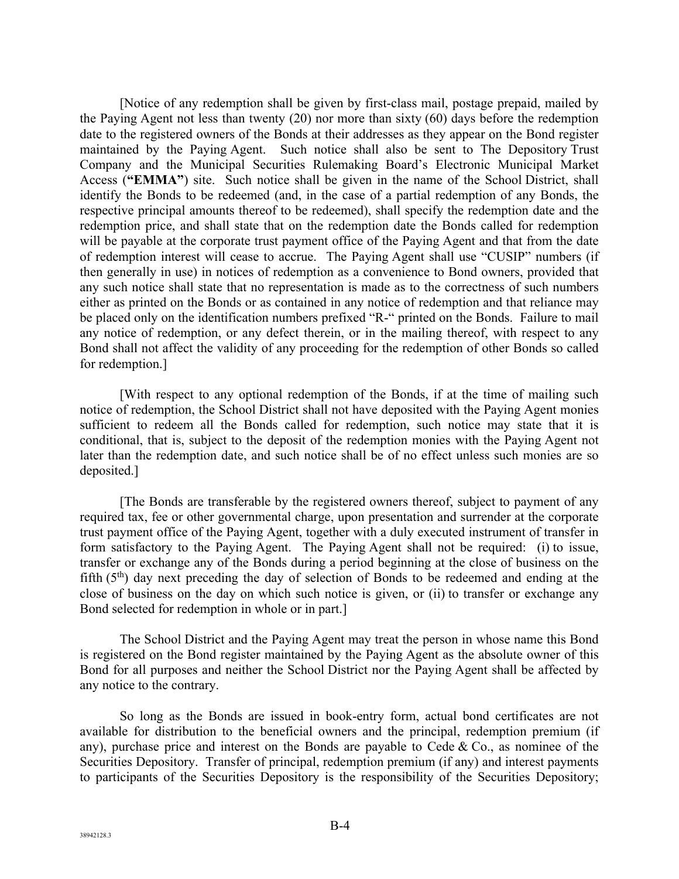[Notice of any redemption shall be given by first-class mail, postage prepaid, mailed by the Paying Agent not less than twenty (20) nor more than sixty (60) days before the redemption date to the registered owners of the Bonds at their addresses as they appear on the Bond register maintained by the Paying Agent. Such notice shall also be sent to The Depository Trust Company and the Municipal Securities Rulemaking Board's Electronic Municipal Market Access (**"EMMA"**) site. Such notice shall be given in the name of the School District, shall identify the Bonds to be redeemed (and, in the case of a partial redemption of any Bonds, the respective principal amounts thereof to be redeemed), shall specify the redemption date and the redemption price, and shall state that on the redemption date the Bonds called for redemption will be payable at the corporate trust payment office of the Paying Agent and that from the date of redemption interest will cease to accrue. The Paying Agent shall use "CUSIP" numbers (if then generally in use) in notices of redemption as a convenience to Bond owners, provided that any such notice shall state that no representation is made as to the correctness of such numbers either as printed on the Bonds or as contained in any notice of redemption and that reliance may be placed only on the identification numbers prefixed "R-" printed on the Bonds. Failure to mail any notice of redemption, or any defect therein, or in the mailing thereof, with respect to any Bond shall not affect the validity of any proceeding for the redemption of other Bonds so called for redemption.]

[With respect to any optional redemption of the Bonds, if at the time of mailing such notice of redemption, the School District shall not have deposited with the Paying Agent monies sufficient to redeem all the Bonds called for redemption, such notice may state that it is conditional, that is, subject to the deposit of the redemption monies with the Paying Agent not later than the redemption date, and such notice shall be of no effect unless such monies are so deposited.]

[The Bonds are transferable by the registered owners thereof, subject to payment of any required tax, fee or other governmental charge, upon presentation and surrender at the corporate trust payment office of the Paying Agent, together with a duly executed instrument of transfer in form satisfactory to the Paying Agent. The Paying Agent shall not be required: (i) to issue, transfer or exchange any of the Bonds during a period beginning at the close of business on the fifth (5th) day next preceding the day of selection of Bonds to be redeemed and ending at the close of business on the day on which such notice is given, or (ii) to transfer or exchange any Bond selected for redemption in whole or in part.]

The School District and the Paying Agent may treat the person in whose name this Bond is registered on the Bond register maintained by the Paying Agent as the absolute owner of this Bond for all purposes and neither the School District nor the Paying Agent shall be affected by any notice to the contrary.

So long as the Bonds are issued in book-entry form, actual bond certificates are not available for distribution to the beneficial owners and the principal, redemption premium (if any), purchase price and interest on the Bonds are payable to Cede & Co., as nominee of the Securities Depository. Transfer of principal, redemption premium (if any) and interest payments to participants of the Securities Depository is the responsibility of the Securities Depository;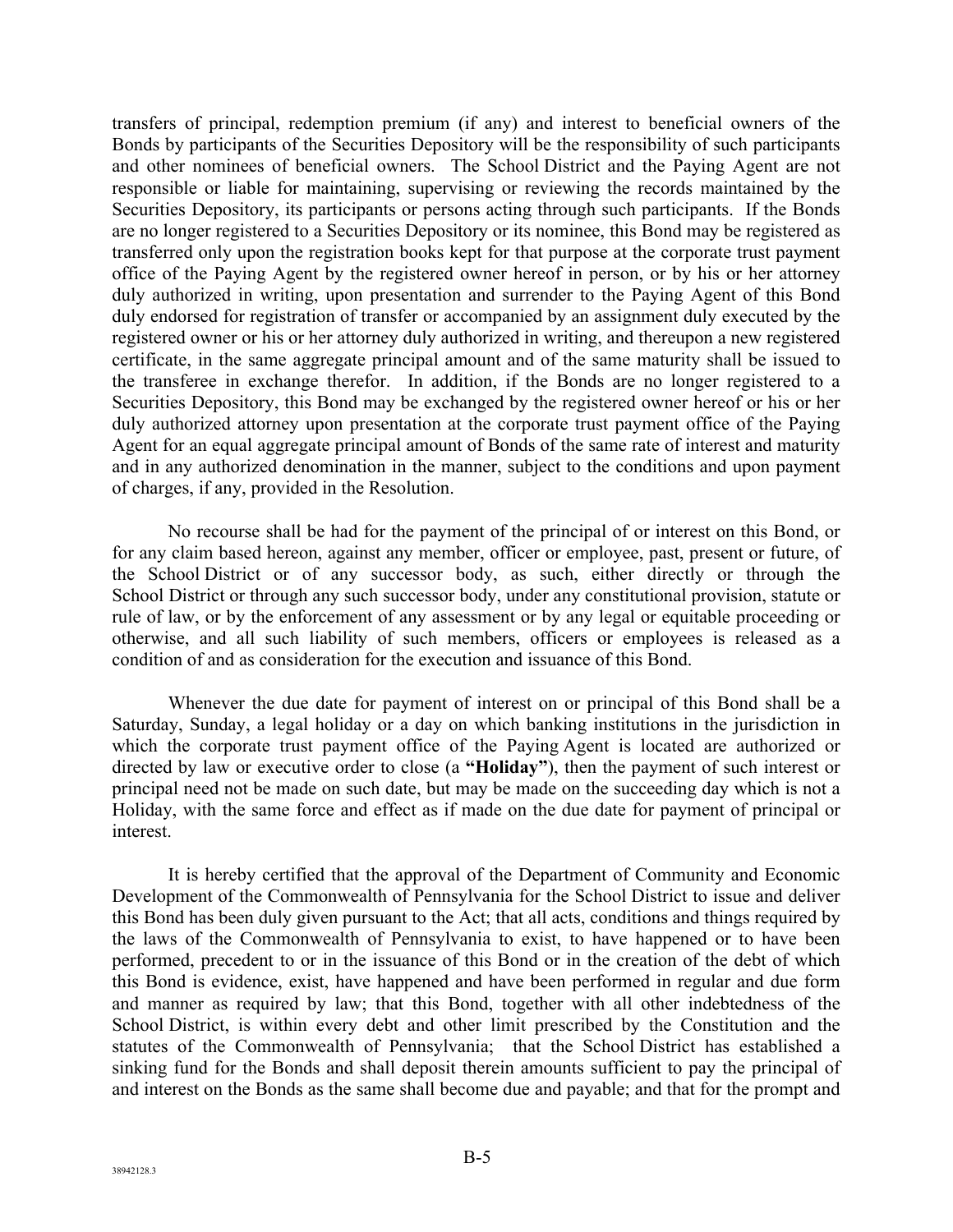transfers of principal, redemption premium (if any) and interest to beneficial owners of the Bonds by participants of the Securities Depository will be the responsibility of such participants and other nominees of beneficial owners. The School District and the Paying Agent are not responsible or liable for maintaining, supervising or reviewing the records maintained by the Securities Depository, its participants or persons acting through such participants. If the Bonds are no longer registered to a Securities Depository or its nominee, this Bond may be registered as transferred only upon the registration books kept for that purpose at the corporate trust payment office of the Paying Agent by the registered owner hereof in person, or by his or her attorney duly authorized in writing, upon presentation and surrender to the Paying Agent of this Bond duly endorsed for registration of transfer or accompanied by an assignment duly executed by the registered owner or his or her attorney duly authorized in writing, and thereupon a new registered certificate, in the same aggregate principal amount and of the same maturity shall be issued to the transferee in exchange therefor. In addition, if the Bonds are no longer registered to a Securities Depository, this Bond may be exchanged by the registered owner hereof or his or her duly authorized attorney upon presentation at the corporate trust payment office of the Paying Agent for an equal aggregate principal amount of Bonds of the same rate of interest and maturity and in any authorized denomination in the manner, subject to the conditions and upon payment of charges, if any, provided in the Resolution.

No recourse shall be had for the payment of the principal of or interest on this Bond, or for any claim based hereon, against any member, officer or employee, past, present or future, of the School District or of any successor body, as such, either directly or through the School District or through any such successor body, under any constitutional provision, statute or rule of law, or by the enforcement of any assessment or by any legal or equitable proceeding or otherwise, and all such liability of such members, officers or employees is released as a condition of and as consideration for the execution and issuance of this Bond.

Whenever the due date for payment of interest on or principal of this Bond shall be a Saturday, Sunday, a legal holiday or a day on which banking institutions in the jurisdiction in which the corporate trust payment office of the Paying Agent is located are authorized or directed by law or executive order to close (a **"Holiday"**), then the payment of such interest or principal need not be made on such date, but may be made on the succeeding day which is not a Holiday, with the same force and effect as if made on the due date for payment of principal or interest.

It is hereby certified that the approval of the Department of Community and Economic Development of the Commonwealth of Pennsylvania for the School District to issue and deliver this Bond has been duly given pursuant to the Act; that all acts, conditions and things required by the laws of the Commonwealth of Pennsylvania to exist, to have happened or to have been performed, precedent to or in the issuance of this Bond or in the creation of the debt of which this Bond is evidence, exist, have happened and have been performed in regular and due form and manner as required by law; that this Bond, together with all other indebtedness of the School District, is within every debt and other limit prescribed by the Constitution and the statutes of the Commonwealth of Pennsylvania; that the School District has established a sinking fund for the Bonds and shall deposit therein amounts sufficient to pay the principal of and interest on the Bonds as the same shall become due and payable; and that for the prompt and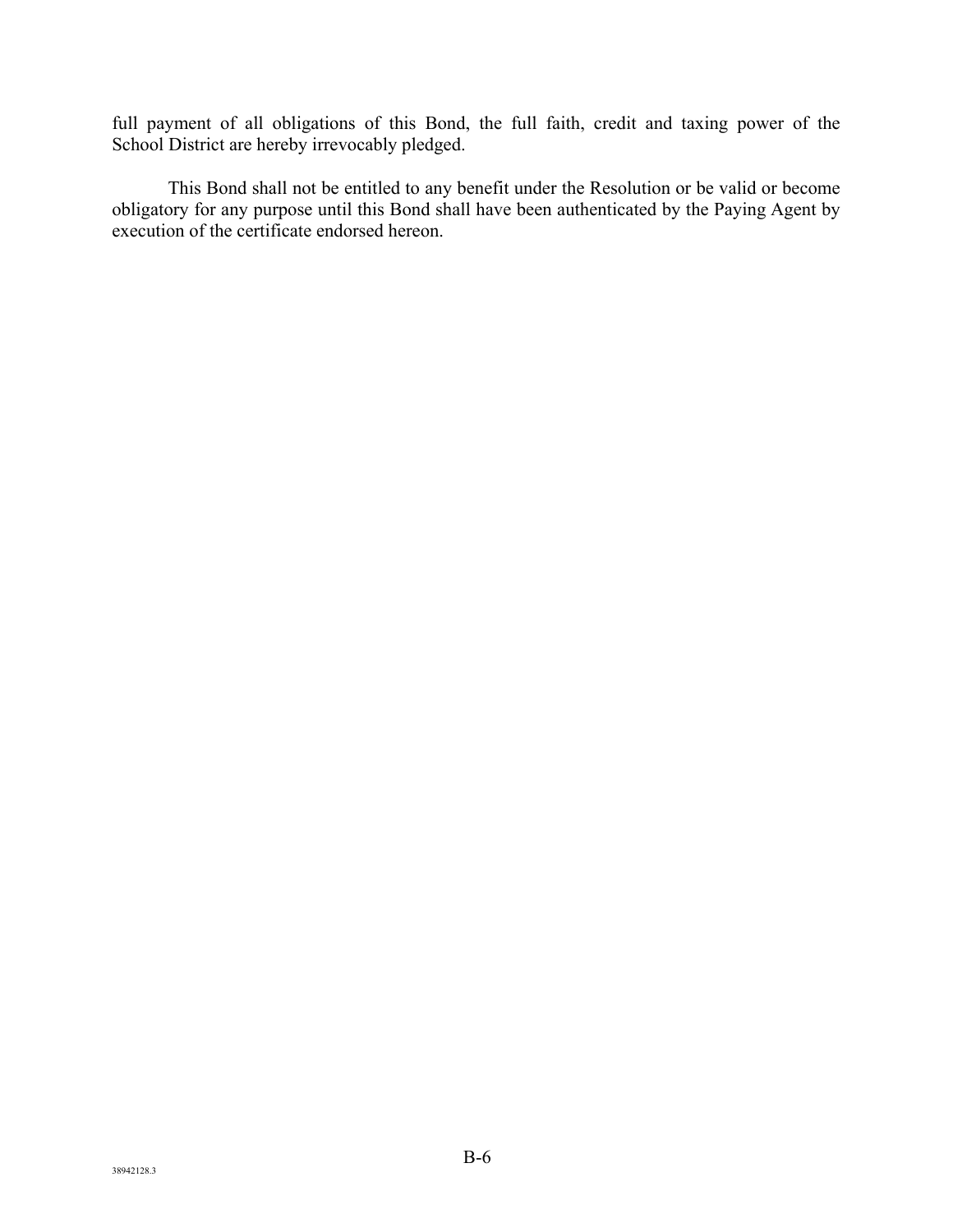full payment of all obligations of this Bond, the full faith, credit and taxing power of the School District are hereby irrevocably pledged.

This Bond shall not be entitled to any benefit under the Resolution or be valid or become obligatory for any purpose until this Bond shall have been authenticated by the Paying Agent by execution of the certificate endorsed hereon.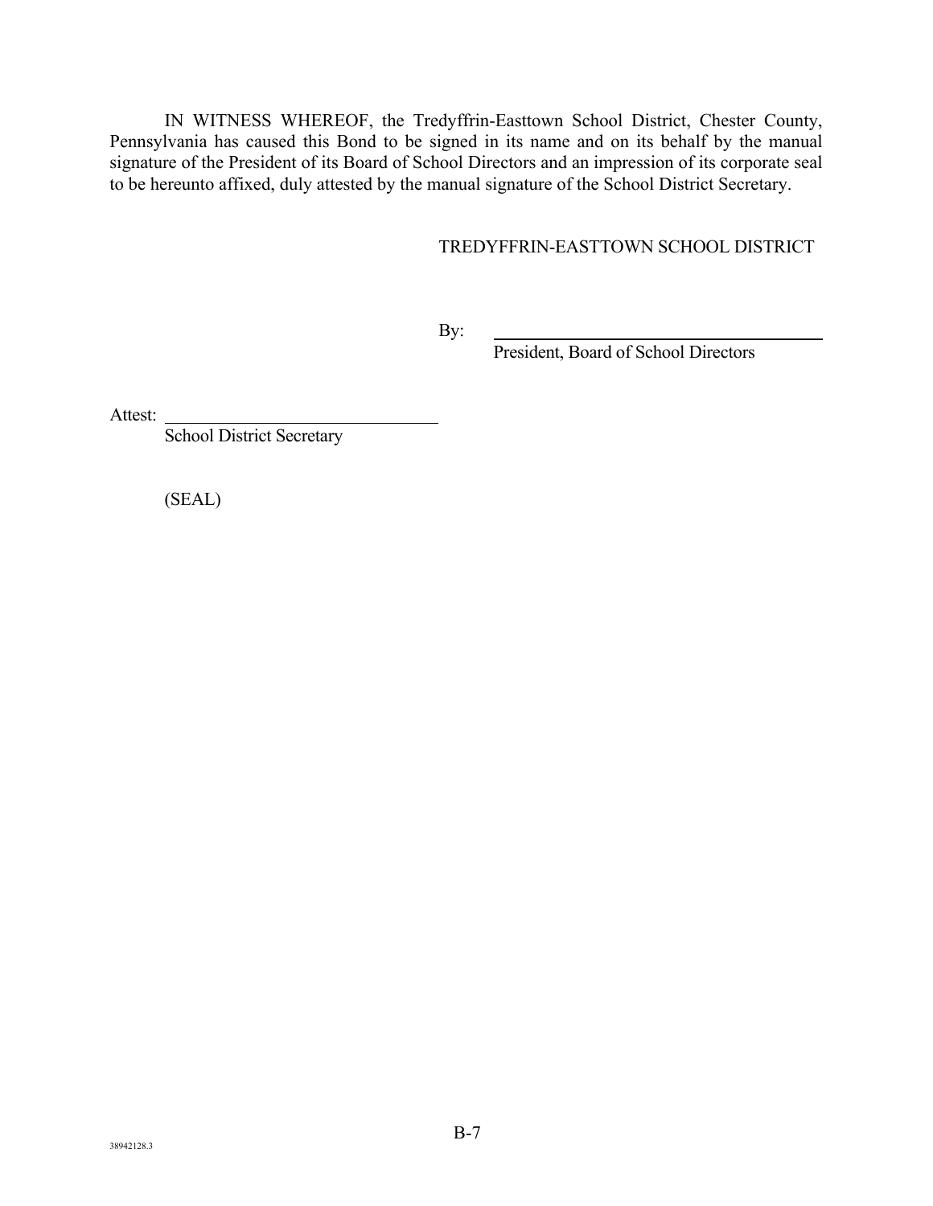IN WITNESS WHEREOF, the Tredyffrin-Easttown School District, Chester County, Pennsylvania has caused this Bond to be signed in its name and on its behalf by the manual signature of the President of its Board of School Directors and an impression of its corporate seal to be hereunto affixed, duly attested by the manual signature of the School District Secretary.

TREDYFFRIN-EASTTOWN SCHOOL DISTRICT

By: ______________________________
President, Board of School Directors

Attest: ______________________________
School District Secretary

(SEAL)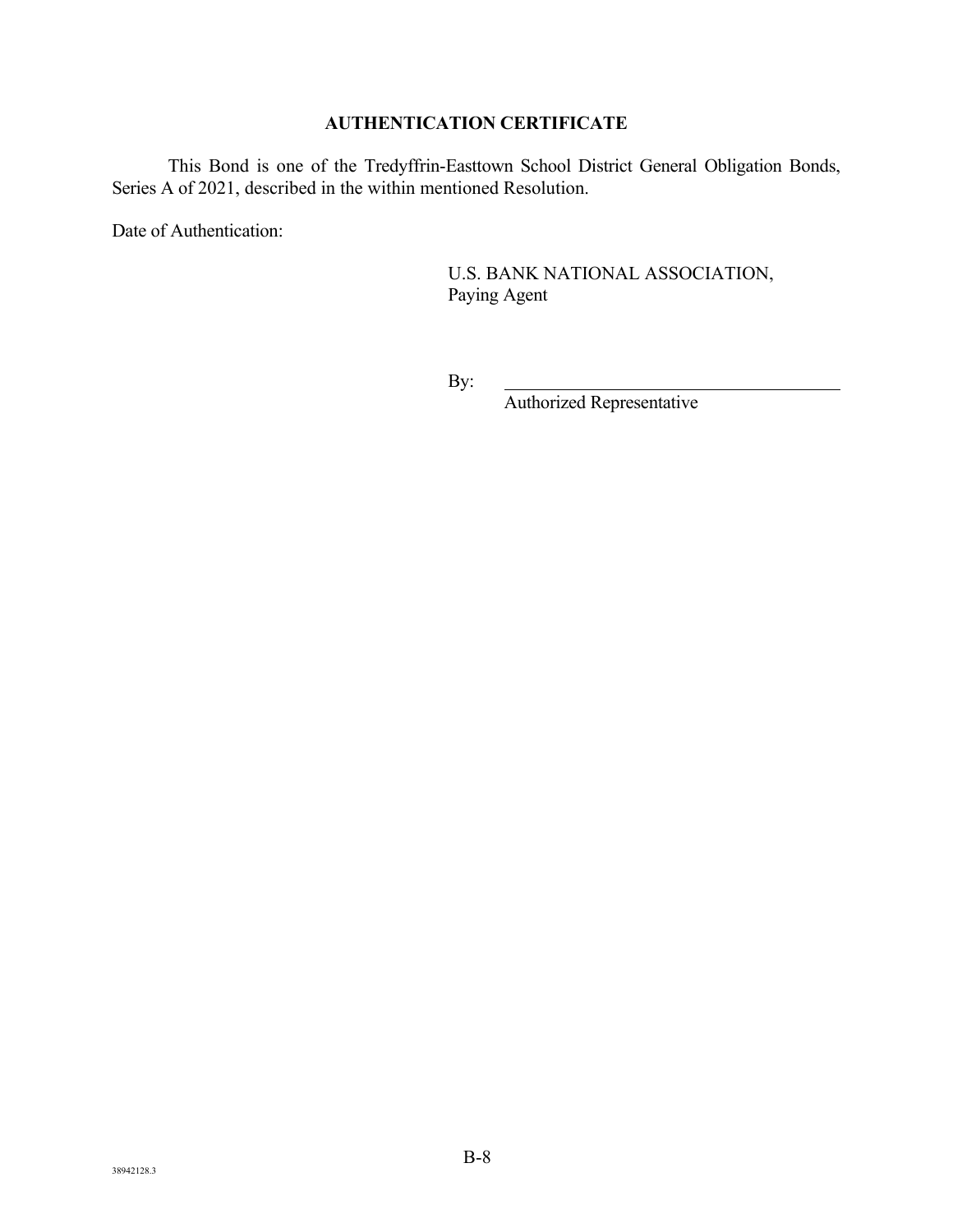**AUTHENTICATION CERTIFICATE**

This Bond is one of the Tredyffrin-Easttown School District General Obligation Bonds, Series A of 2021, described in the within mentioned Resolution.

Date of Authentication:

U.S. BANK NATIONAL ASSOCIATION,
Paying Agent

By: ______________________________
Authorized Representative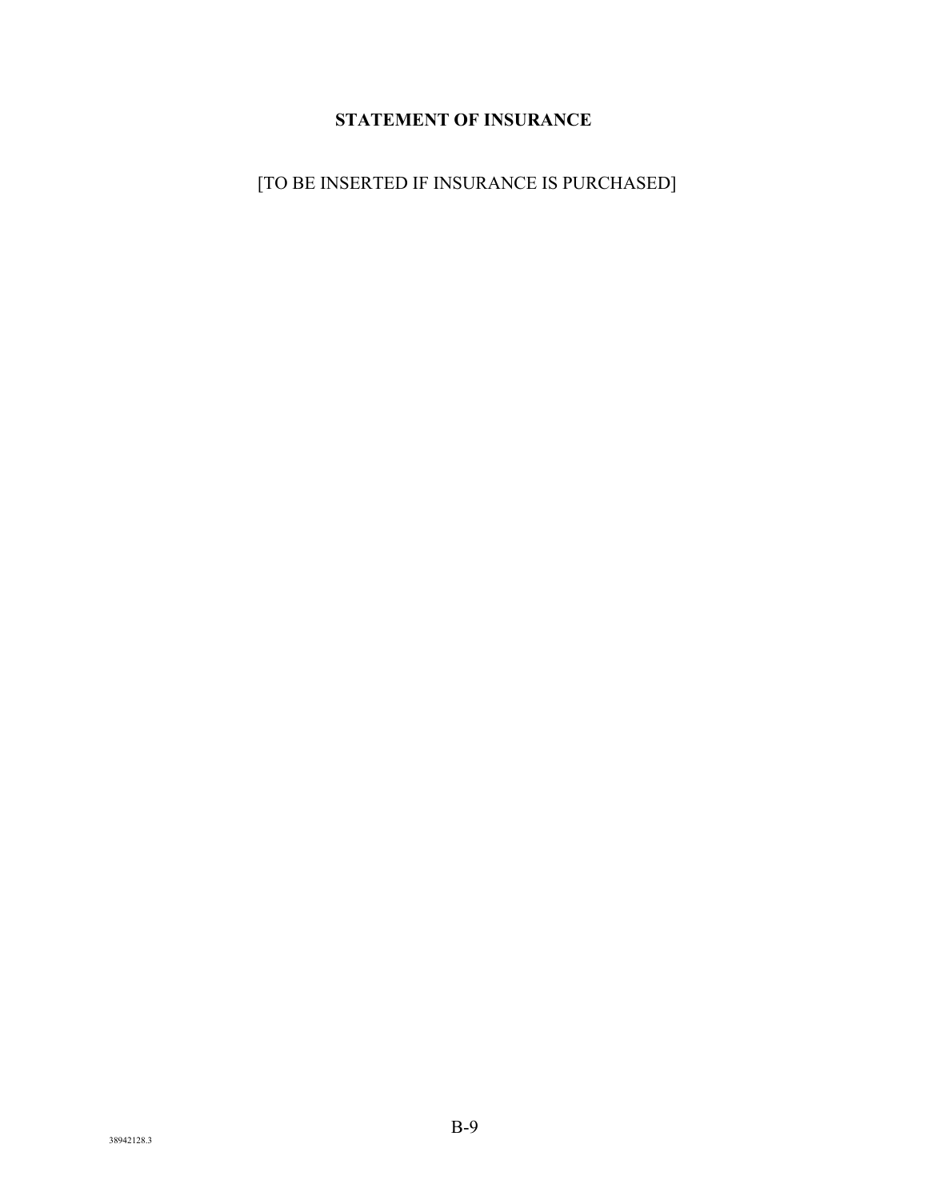# STATEMENT OF INSURANCE

[TO BE INSERTED IF INSURANCE IS PURCHASED]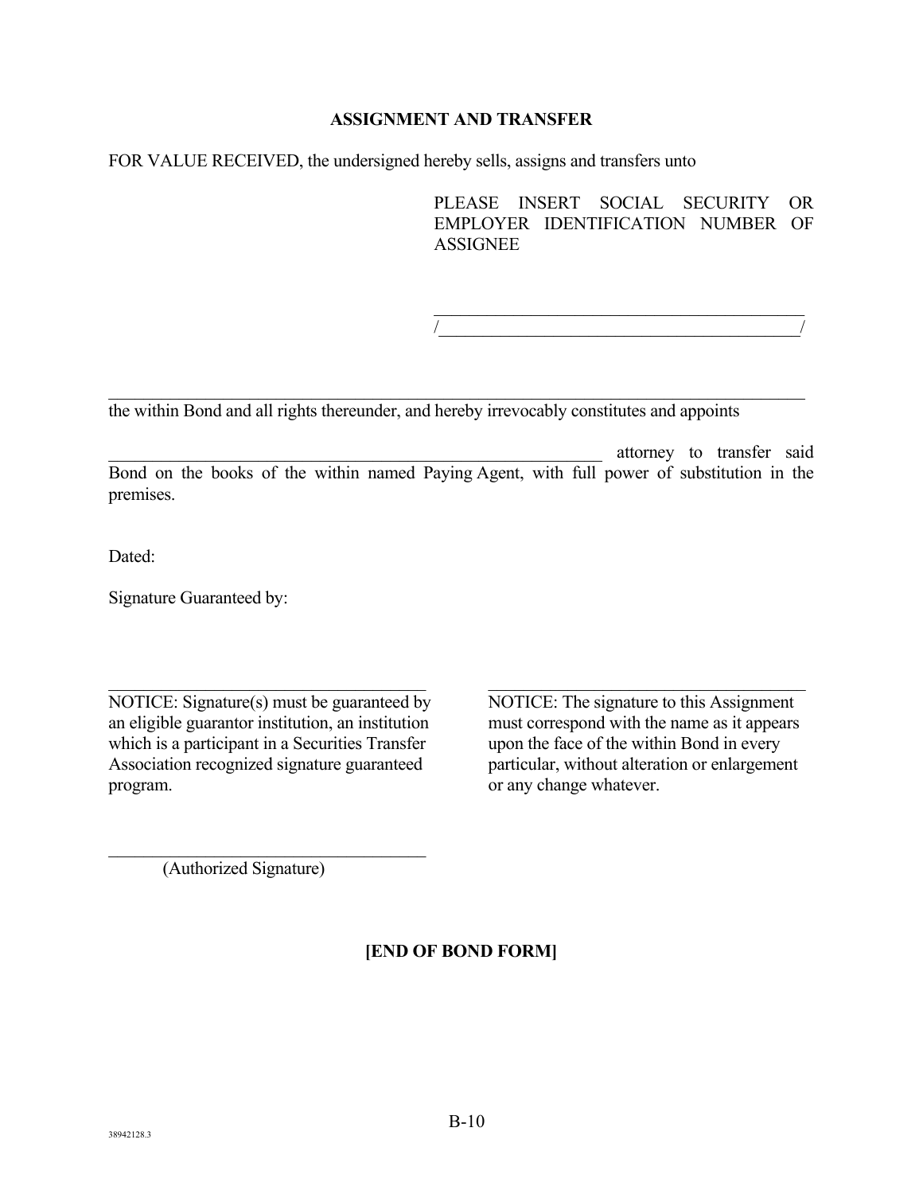## ASSIGNMENT AND TRANSFER

FOR VALUE RECEIVED, the undersigned hereby sells, assigns and transfers unto

PLEASE INSERT SOCIAL SECURITY OR EMPLOYER IDENTIFICATION NUMBER OF ASSIGNEE

_____________________________________________

/___________________________________________/

_____________________________________________________________________________________

the within Bond and all rights thereunder, and hereby irrevocably constitutes and appoints

_______________________________________________________ attorney to transfer said Bond on the books of the within named Paying Agent, with full power of substitution in the premises.

Dated:

Signature Guaranteed by:

_____________________________________

NOTICE: Signature(s) must be guaranteed by an eligible guarantor institution, an institution which is a participant in a Securities Transfer Association recognized signature guaranteed program.

_____________________________________

NOTICE: The signature to this Assignment must correspond with the name as it appears upon the face of the within Bond in every particular, without alteration or enlargement or any change whatever.

_____________________________________

(Authorized Signature)

**[END OF BOND FORM]**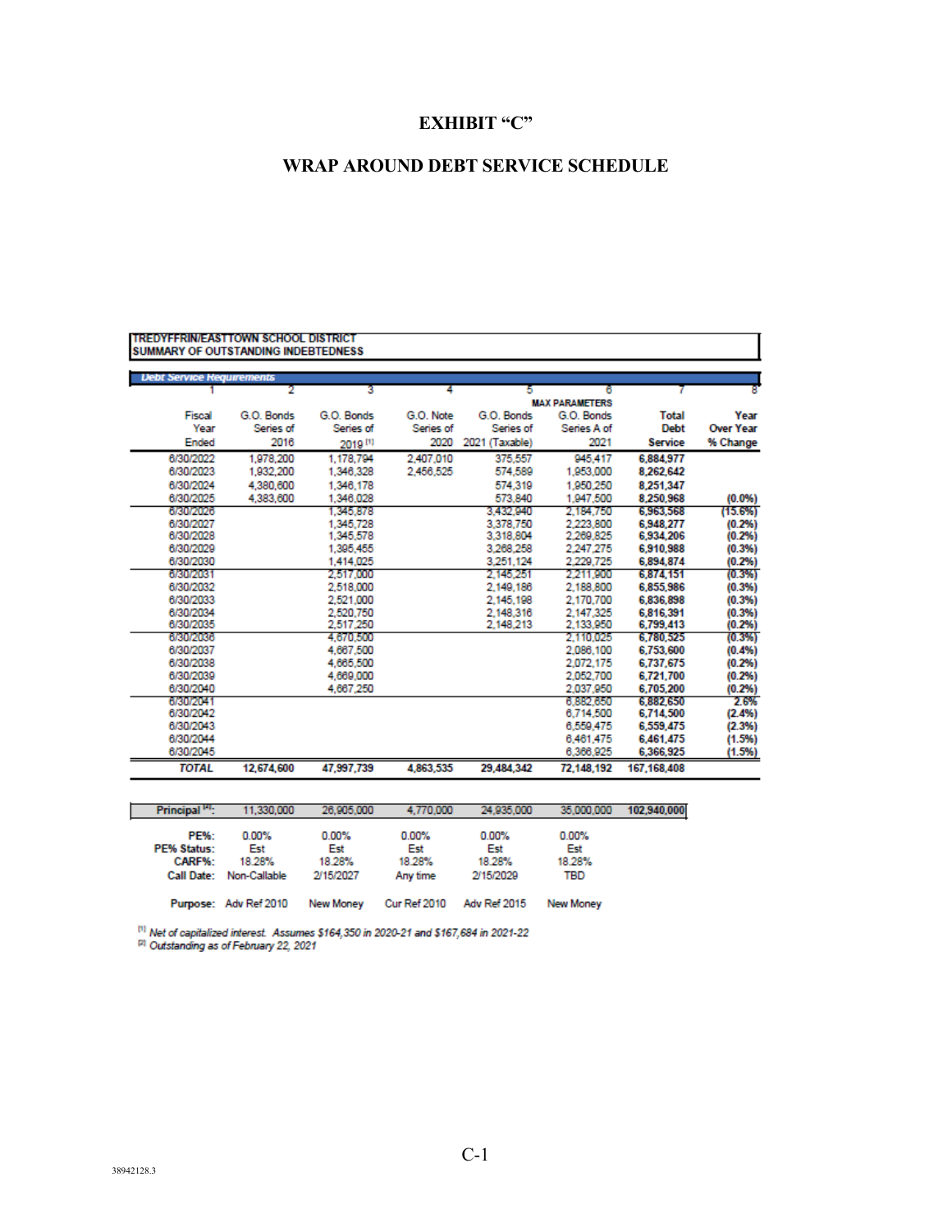# EXHIBIT "C"

## WRAP AROUND DEBT SERVICE SCHEDULE

**TREDYFFRIN/EASTTOWN SCHOOL DISTRICT**
**SUMMARY OF OUTSTANDING INDEBTEDNESS**

**Debt Service Requirements**

| 1 | 2 | 3 | 4 | 5 | 6 | 7 | 8 |
|---|---|---|---|---|---|---|---|
| | | | | | MAX PARAMETERS | | |
| Fiscal Year Ended | G.O. Bonds Series of 2016 | G.O. Bonds Series of 2019 [1] | G.O. Note Series of 2020 | G.O. Bonds Series of 2021 (Taxable) | G.O. Bonds Series A of 2021 | Total Debt Service | Year Over Year % Change |
| 6/30/2022 | 1,978,200 | 1,178,794 | 2,407,010 | 375,557 | 945,417 | 6,884,977 | |
| 6/30/2023 | 1,932,200 | 1,346,328 | 2,456,525 | 574,589 | 1,953,000 | 8,262,642 | |
| 6/30/2024 | 4,380,600 | 1,346,178 | | 574,319 | 1,950,250 | 8,251,347 | |
| 6/30/2025 | 4,383,600 | 1,346,028 | | 573,840 | 1,947,500 | 8,250,968 | (0.0%) |
| 6/30/2026 | | 1,345,878 | | 3,432,940 | 2,184,750 | 6,963,568 | (15.6%) |
| 6/30/2027 | | 1,345,728 | | 3,378,750 | 2,223,800 | 6,948,277 | (0.2%) |
| 6/30/2028 | | 1,345,578 | | 3,318,804 | 2,269,825 | 6,934,206 | (0.2%) |
| 6/30/2029 | | 1,395,455 | | 3,268,258 | 2,247,275 | 6,910,988 | (0.3%) |
| 6/30/2030 | | 1,414,025 | | 3,251,124 | 2,229,725 | 6,894,874 | (0.2%) |
| 6/30/2031 | | 2,517,000 | | 2,145,251 | 2,211,900 | 6,874,151 | (0.3%) |
| 6/30/2032 | | 2,518,000 | | 2,149,186 | 2,188,800 | 6,855,986 | (0.3%) |
| 6/30/2033 | | 2,521,000 | | 2,145,198 | 2,170,700 | 6,836,898 | (0.3%) |
| 6/30/2034 | | 2,520,750 | | 2,148,316 | 2,147,325 | 6,816,391 | (0.3%) |
| 6/30/2035 | | 2,517,250 | | 2,148,213 | 2,133,950 | 6,799,413 | (0.2%) |
| 6/30/2036 | | 4,670,500 | | | 2,110,025 | 6,780,525 | (0.3%) |
| 6/30/2037 | | 4,667,500 | | | 2,086,100 | 6,753,600 | (0.4%) |
| 6/30/2038 | | 4,665,500 | | | 2,072,175 | 6,737,675 | (0.2%) |
| 6/30/2039 | | 4,669,000 | | | 2,052,700 | 6,721,700 | (0.2%) |
| 6/30/2040 | | 4,667,250 | | | 2,037,950 | 6,705,200 | (0.2%) |
| 6/30/2041 | | | | | 6,882,650 | 6,882,650 | 2.6% |
| 6/30/2042 | | | | | 6,714,500 | 6,714,500 | (2.4%) |
| 6/30/2043 | | | | | 6,559,475 | 6,559,475 | (2.3%) |
| 6/30/2044 | | | | | 6,461,475 | 6,461,475 | (1.5%) |
| 6/30/2045 | | | | | 6,366,925 | 6,366,925 | (1.5%) |
| **TOTAL** | **12,674,600** | **47,997,739** | **4,863,535** | **29,484,342** | **72,148,192** | **167,168,408** | |

| | | | | | | |
|---|---|---|---|---|---|---|
| **Principal [2]:** | 11,330,000 | 26,905,000 | 4,770,000 | 24,935,000 | 35,000,000 | 102,940,000 |
| **PE%:** | 0.00% | 0.00% | 0.00% | 0.00% | 0.00% | |
| **PE% Status:** | Est | Est | Est | Est | Est | |
| **CARF%:** | 18.28% | 18.28% | 18.28% | 18.28% | 18.28% | |
| **Call Date:** | Non-Callable | 2/15/2027 | Any time | 2/15/2029 | TBD | |
| **Purpose:** | Adv Ref 2010 | New Money | Cur Ref 2010 | Adv Ref 2015 | New Money | |

[1] *Net of capitalized interest. Assumes $164,350 in 2020-21 and $167,684 in 2021-22*
[2] *Outstanding as of February 22, 2021*

38942128.3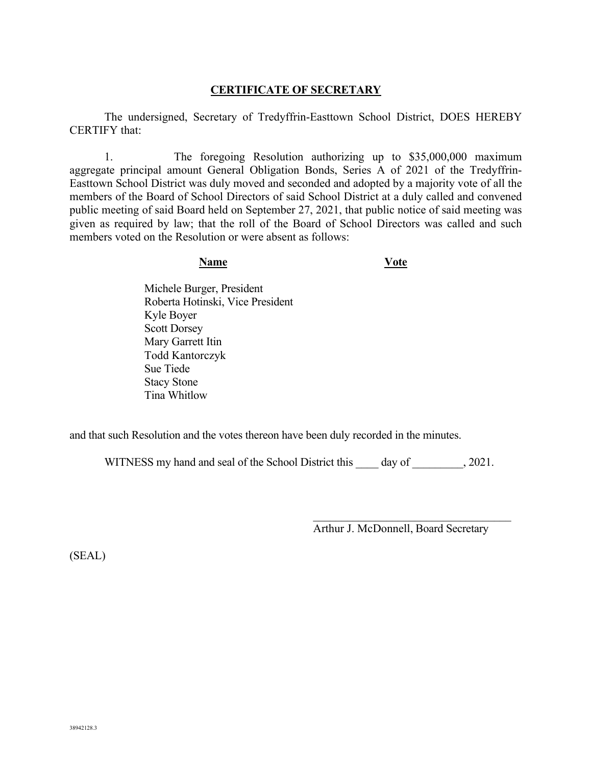## CERTIFICATE OF SECRETARY

The undersigned, Secretary of Tredyffrin-Easttown School District, DOES HEREBY CERTIFY that:

1. The foregoing Resolution authorizing up to $35,000,000 maximum aggregate principal amount General Obligation Bonds, Series A of 2021 of the Tredyffrin-Easttown School District was duly moved and seconded and adopted by a majority vote of all the members of the Board of School Directors of said School District at a duly called and convened public meeting of said Board held on September 27, 2021, that public notice of said meeting was given as required by law; that the roll of the Board of School Directors was called and such members voted on the Resolution or were absent as follows:

| Name | Vote |
|---|---|
| Michele Burger, President | |
| Roberta Hotinski, Vice President | |
| Kyle Boyer | |
| Scott Dorsey | |
| Mary Garrett Itin | |
| Todd Kantorczyk | |
| Sue Tiede | |
| Stacy Stone | |
| Tina Whitlow | |

and that such Resolution and the votes thereon have been duly recorded in the minutes.

WITNESS my hand and seal of the School District this ____ day of _________, 2021.

\_\_\_\_\_\_\_\_\_\_\_\_\_\_\_\_\_\_\_\_\_\_\_\_\_\_\_\_\_\_\_\_\_\_\_\_

Arthur J. McDonnell, Board Secretary

(SEAL)

38942128.3